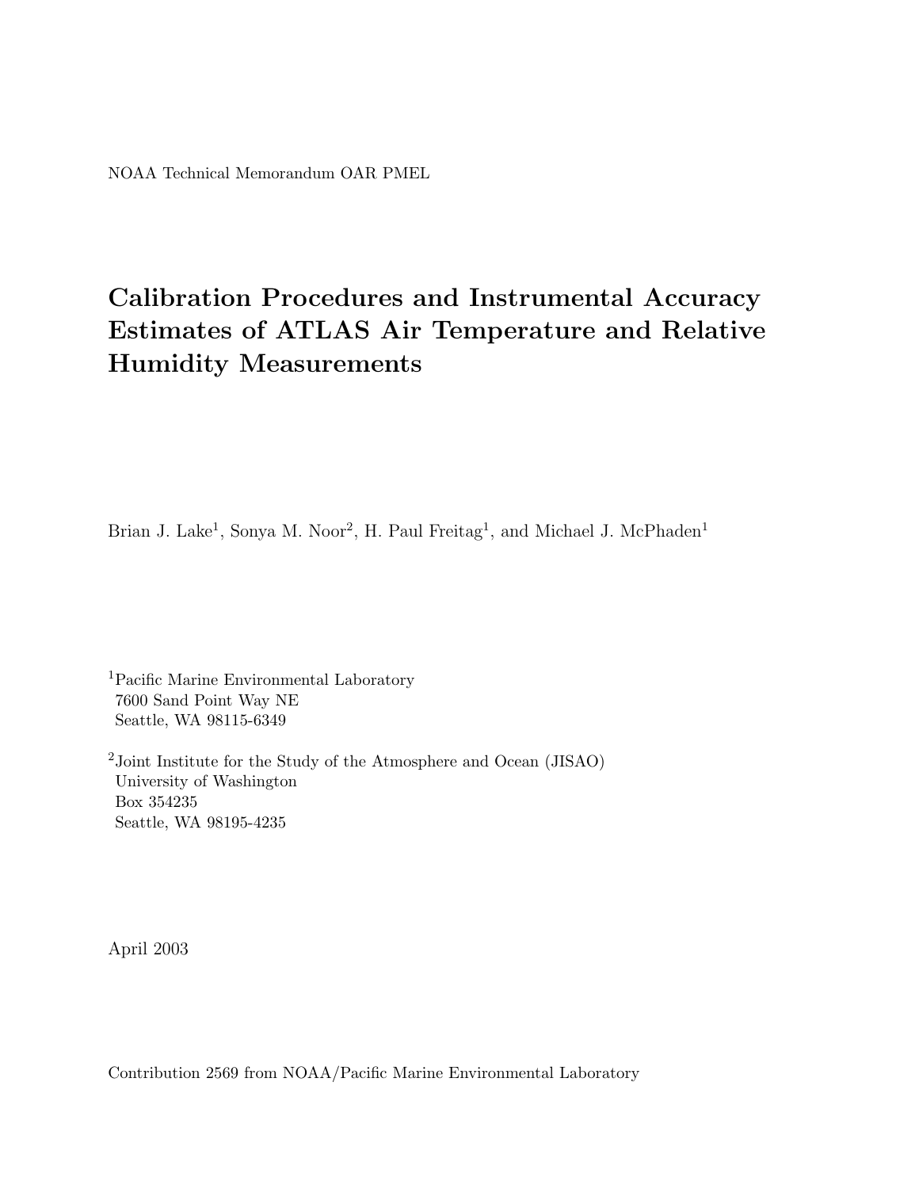NOAA Technical Memorandum OAR PMEL

# Calibration Procedures and Instrumental Accuracy Estimates of ATLAS Air Temperature and Relative Humidity Measurements

Brian J. Lake[1], Sonya M. Noor[2], H. Paul Freitag[1], and Michael J. McPhaden[1]

[1]Pacific Marine Environmental Laboratory
7600 Sand Point Way NE
Seattle, WA 98115-6349

[2]Joint Institute for the Study of the Atmosphere and Ocean (JISAO)
University of Washington
Box 354235
Seattle, WA 98195-4235

April 2003

Contribution 2569 from NOAA/Pacific Marine Environmental Laboratory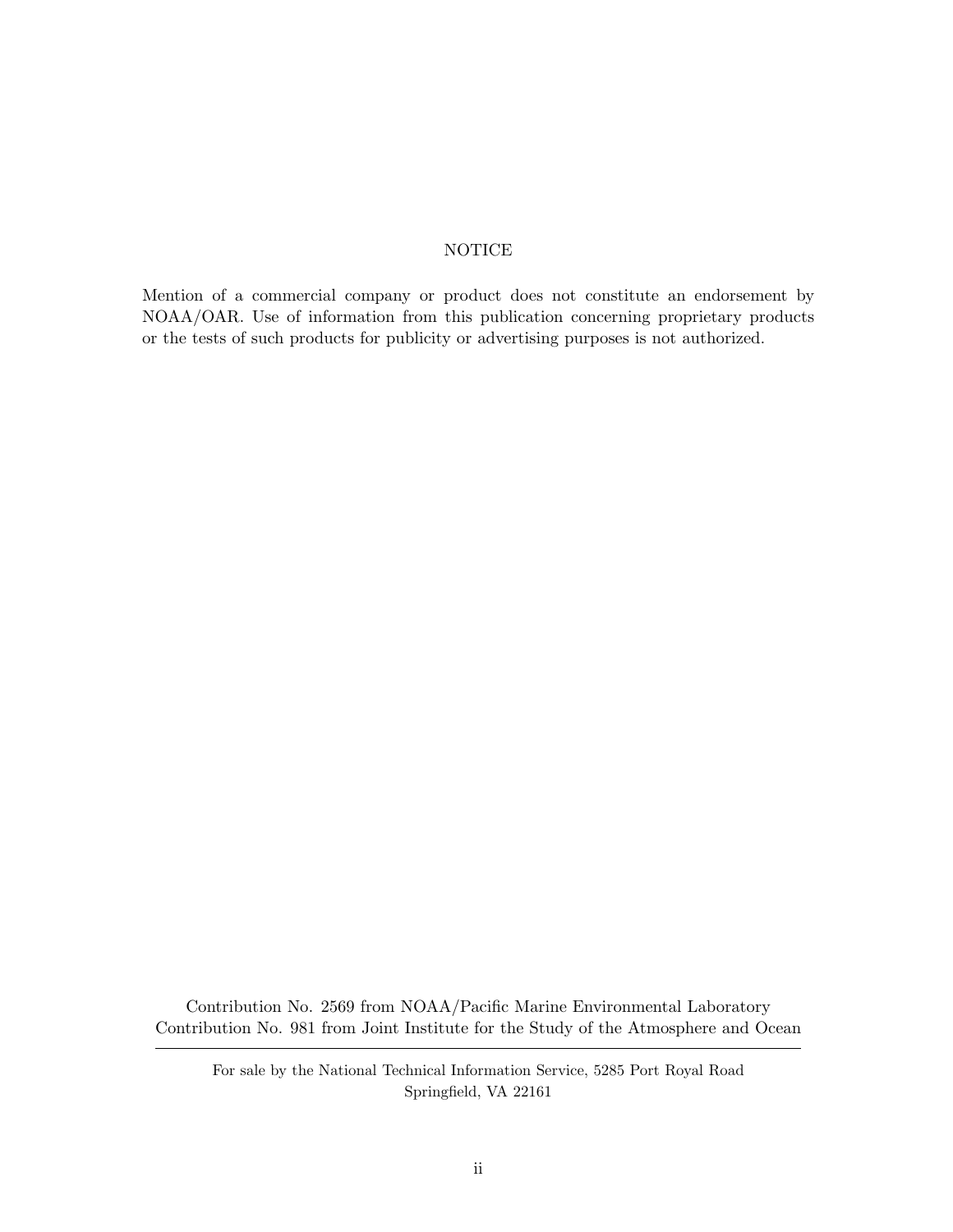NOTICE

Mention of a commercial company or product does not constitute an endorsement by NOAA/OAR. Use of information from this publication concerning proprietary products or the tests of such products for publicity or advertising purposes is not authorized.

Contribution No. 2569 from NOAA/Pacific Marine Environmental Laboratory
Contribution No. 981 from Joint Institute for the Study of the Atmosphere and Ocean

---

For sale by the National Technical Information Service, 5285 Port Royal Road
Springfield, VA 22161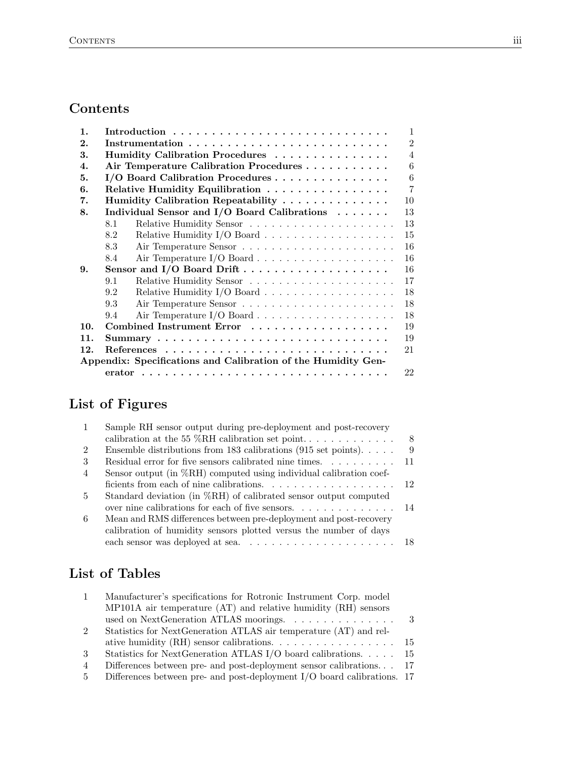## Contents

| | | |
|---|---|---|
| **1.** | **Introduction** | 1 |
| **2.** | **Instrumentation** | 2 |
| **3.** | **Humidity Calibration Procedures** | 4 |
| **4.** | **Air Temperature Calibration Procedures** | 6 |
| **5.** | **I/O Board Calibration Procedures** | 6 |
| **6.** | **Relative Humidity Equilibration** | 7 |
| **7.** | **Humidity Calibration Repeatability** | 10 |
| **8.** | **Individual Sensor and I/O Board Calibrations** | 13 |
| | 8.1 Relative Humidity Sensor | 13 |
| | 8.2 Relative Humidity I/O Board | 15 |
| | 8.3 Air Temperature Sensor | 16 |
| | 8.4 Air Temperature I/O Board | 16 |
| **9.** | **Sensor and I/O Board Drift** | 16 |
| | 9.1 Relative Humidity Sensor | 17 |
| | 9.2 Relative Humidity I/O Board | 18 |
| | 9.3 Air Temperature Sensor | 18 |
| | 9.4 Air Temperature I/O Board | 18 |
| **10.** | **Combined Instrument Error** | 19 |
| **11.** | **Summary** | 19 |
| **12.** | **References** | 21 |
| | **Appendix: Specifications and Calibration of the Humidity Generator** | 22 |

## List of Figures

| | | |
|---|---|---|
| 1 | Sample RH sensor output during pre-deployment and post-recovery calibration at the 55 %RH calibration set point. | 8 |
| 2 | Ensemble distributions from 183 calibrations (915 set points). | 9 |
| 3 | Residual error for five sensors calibrated nine times. | 11 |
| 4 | Sensor output (in %RH) computed using individual calibration coefficients from each of nine calibrations. | 12 |
| 5 | Standard deviation (in %RH) of calibrated sensor output computed over nine calibrations for each of five sensors. | 14 |
| 6 | Mean and RMS differences between pre-deployment and post-recovery calibration of humidity sensors plotted versus the number of days each sensor was deployed at sea. | 18 |

## List of Tables

| | | |
|---|---|---|
| 1 | Manufacturer's specifications for Rotronic Instrument Corp. model MP101A air temperature (AT) and relative humidity (RH) sensors used on NextGeneration ATLAS moorings. | 3 |
| 2 | Statistics for NextGeneration ATLAS air temperature (AT) and relative humidity (RH) sensor calibrations. | 15 |
| 3 | Statistics for NextGeneration ATLAS I/O board calibrations. | 15 |
| 4 | Differences between pre- and post-deployment sensor calibrations. | 17 |
| 5 | Differences between pre- and post-deployment I/O board calibrations. | 17 |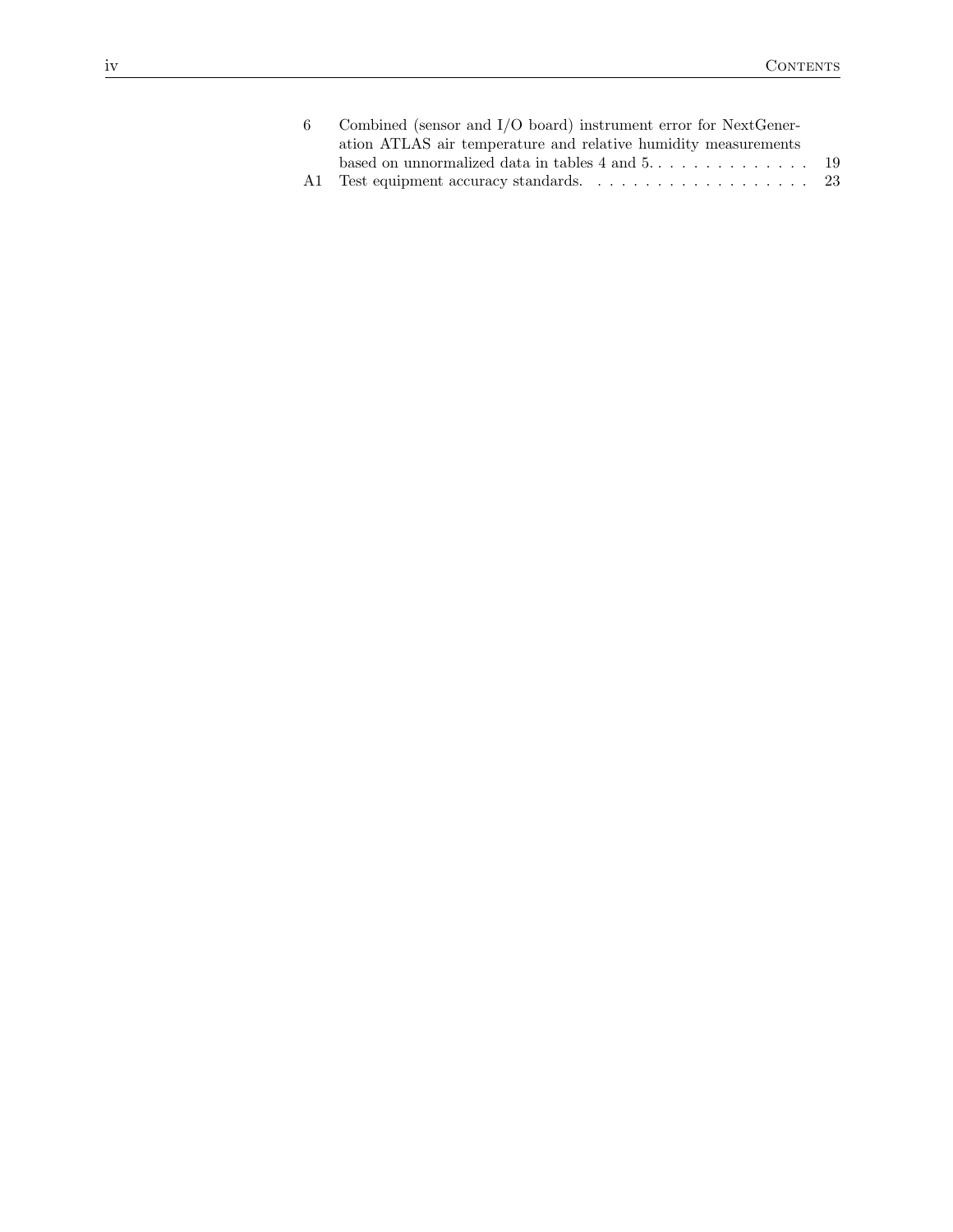6 Combined (sensor and I/O board) instrument error for NextGeneration ATLAS air temperature and relative humidity measurements based on unnormalized data in tables 4 and 5. . . . . . . . . . . . . . 19

A1 Test equipment accuracy standards. . . . . . . . . . . . . . . . . . . . 23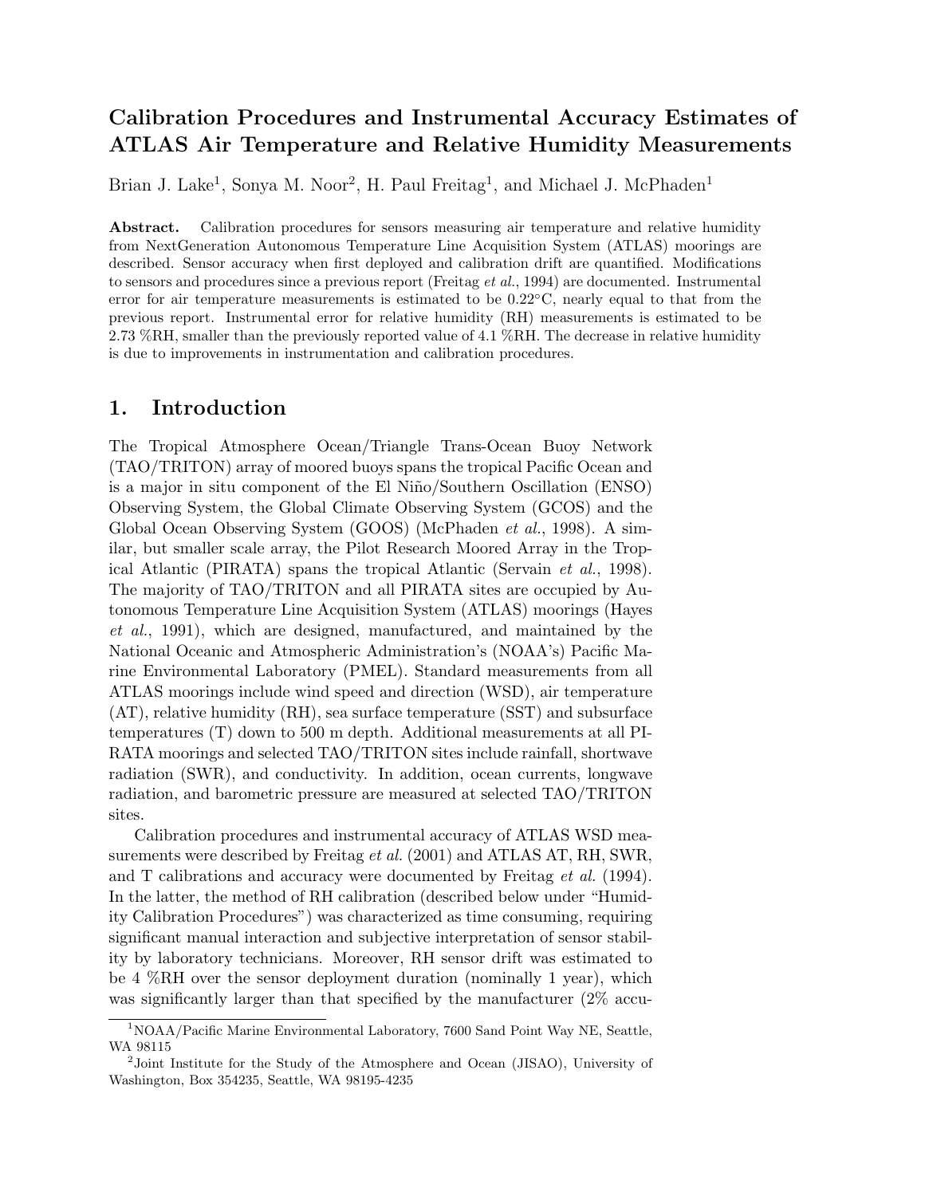# Calibration Procedures and Instrumental Accuracy Estimates of ATLAS Air Temperature and Relative Humidity Measurements

Brian J. Lake[1], Sonya M. Noor[2], H. Paul Freitag[1], and Michael J. McPhaden[1]

**Abstract.** Calibration procedures for sensors measuring air temperature and relative humidity from NextGeneration Autonomous Temperature Line Acquisition System (ATLAS) moorings are described. Sensor accuracy when first deployed and calibration drift are quantified. Modifications to sensors and procedures since a previous report (Freitag *et al.*, 1994) are documented. Instrumental error for air temperature measurements is estimated to be 0.22°C, nearly equal to that from the previous report. Instrumental error for relative humidity (RH) measurements is estimated to be 2.73 %RH, smaller than the previously reported value of 4.1 %RH. The decrease in relative humidity is due to improvements in instrumentation and calibration procedures.

## 1. Introduction

The Tropical Atmosphere Ocean/Triangle Trans-Ocean Buoy Network (TAO/TRITON) array of moored buoys spans the tropical Pacific Ocean and is a major in situ component of the El Niño/Southern Oscillation (ENSO) Observing System, the Global Climate Observing System (GCOS) and the Global Ocean Observing System (GOOS) (McPhaden *et al.*, 1998). A similar, but smaller scale array, the Pilot Research Moored Array in the Tropical Atlantic (PIRATA) spans the tropical Atlantic (Servain *et al.*, 1998). The majority of TAO/TRITON and all PIRATA sites are occupied by Autonomous Temperature Line Acquisition System (ATLAS) moorings (Hayes *et al.*, 1991), which are designed, manufactured, and maintained by the National Oceanic and Atmospheric Administration's (NOAA's) Pacific Marine Environmental Laboratory (PMEL). Standard measurements from all ATLAS moorings include wind speed and direction (WSD), air temperature (AT), relative humidity (RH), sea surface temperature (SST) and subsurface temperatures (T) down to 500 m depth. Additional measurements at all PIRATA moorings and selected TAO/TRITON sites include rainfall, shortwave radiation (SWR), and conductivity. In addition, ocean currents, longwave radiation, and barometric pressure are measured at selected TAO/TRITON sites.

Calibration procedures and instrumental accuracy of ATLAS WSD measurements were described by Freitag *et al.* (2001) and ATLAS AT, RH, SWR, and T calibrations and accuracy were documented by Freitag *et al.* (1994). In the latter, the method of RH calibration (described below under "Humidity Calibration Procedures") was characterized as time consuming, requiring significant manual interaction and subjective interpretation of sensor stability by laboratory technicians. Moreover, RH sensor drift was estimated to be 4 %RH over the sensor deployment duration (nominally 1 year), which was significantly larger than that specified by the manufacturer (2% accu-

[1]NOAA/Pacific Marine Environmental Laboratory, 7600 Sand Point Way NE, Seattle, WA 98115

[2]Joint Institute for the Study of the Atmosphere and Ocean (JISAO), University of Washington, Box 354235, Seattle, WA 98195-4235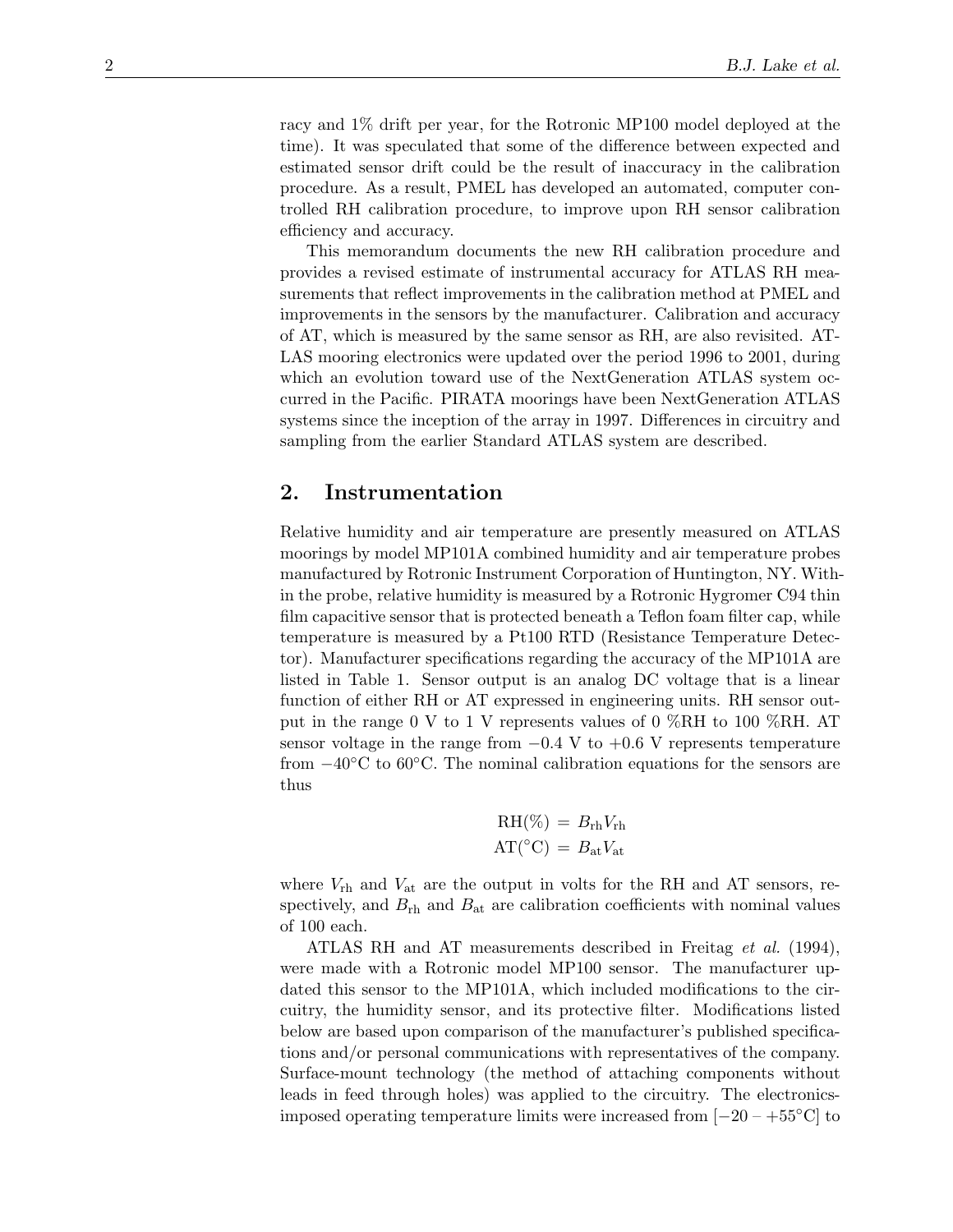racy and 1% drift per year, for the Rotronic MP100 model deployed at the time). It was speculated that some of the difference between expected and estimated sensor drift could be the result of inaccuracy in the calibration procedure. As a result, PMEL has developed an automated, computer controlled RH calibration procedure, to improve upon RH sensor calibration efficiency and accuracy.

This memorandum documents the new RH calibration procedure and provides a revised estimate of instrumental accuracy for ATLAS RH measurements that reflect improvements in the calibration method at PMEL and improvements in the sensors by the manufacturer. Calibration and accuracy of AT, which is measured by the same sensor as RH, are also revisited. ATLAS mooring electronics were updated over the period 1996 to 2001, during which an evolution toward use of the NextGeneration ATLAS system occurred in the Pacific. PIRATA moorings have been NextGeneration ATLAS systems since the inception of the array in 1997. Differences in circuitry and sampling from the earlier Standard ATLAS system are described.

## 2. Instrumentation

Relative humidity and air temperature are presently measured on ATLAS moorings by model MP101A combined humidity and air temperature probes manufactured by Rotronic Instrument Corporation of Huntington, NY. Within the probe, relative humidity is measured by a Rotronic Hygromer C94 thin film capacitive sensor that is protected beneath a Teflon foam filter cap, while temperature is measured by a Pt100 RTD (Resistance Temperature Detector). Manufacturer specifications regarding the accuracy of the MP101A are listed in Table 1. Sensor output is an analog DC voltage that is a linear function of either RH or AT expressed in engineering units. RH sensor output in the range 0 V to 1 V represents values of 0 %RH to 100 %RH. AT sensor voltage in the range from −0.4 V to +0.6 V represents temperature from −40°C to 60°C. The nominal calibration equations for the sensors are thus

$$\mathrm{RH}(\%) = B_{\mathrm{rh}} V_{\mathrm{rh}}$$
$$\mathrm{AT}(^{\circ}\mathrm{C}) = B_{\mathrm{at}} V_{\mathrm{at}}$$

where $V_{\mathrm{rh}}$ and $V_{\mathrm{at}}$ are the output in volts for the RH and AT sensors, respectively, and $B_{\mathrm{rh}}$ and $B_{\mathrm{at}}$ are calibration coefficients with nominal values of 100 each.

ATLAS RH and AT measurements described in Freitag *et al.* (1994), were made with a Rotronic model MP100 sensor. The manufacturer updated this sensor to the MP101A, which included modifications to the circuitry, the humidity sensor, and its protective filter. Modifications listed below are based upon comparison of the manufacturer's published specifications and/or personal communications with representatives of the company. Surface-mount technology (the method of attaching components without leads in feed through holes) was applied to the circuitry. The electronics-imposed operating temperature limits were increased from [−20 – +55°C] to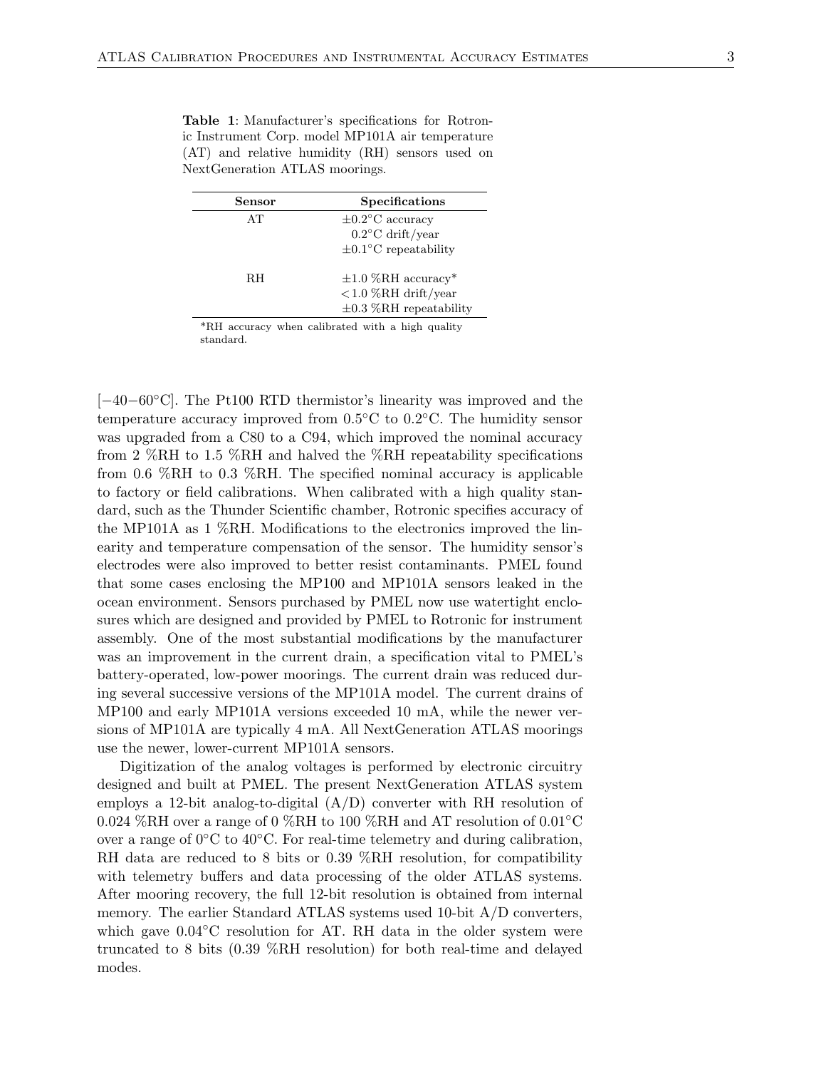**Table 1**: Manufacturer's specifications for Rotronic Instrument Corp. model MP101A air temperature (AT) and relative humidity (RH) sensors used on NextGeneration ATLAS moorings.

| Sensor | Specifications |
|---|---|
| AT | ±0.2°C accuracy |
| | 0.2°C drift/year |
| | ±0.1°C repeatability |
| RH | ±1.0 %RH accuracy* |
| | <1.0 %RH drift/year |
| | ±0.3 %RH repeatability |

*RH accuracy when calibrated with a high quality standard.

[−40−60°C]. The Pt100 RTD thermistor's linearity was improved and the temperature accuracy improved from 0.5°C to 0.2°C. The humidity sensor was upgraded from a C80 to a C94, which improved the nominal accuracy from 2 %RH to 1.5 %RH and halved the %RH repeatability specifications from 0.6 %RH to 0.3 %RH. The specified nominal accuracy is applicable to factory or field calibrations. When calibrated with a high quality standard, such as the Thunder Scientific chamber, Rotronic specifies accuracy of the MP101A as 1 %RH. Modifications to the electronics improved the linearity and temperature compensation of the sensor. The humidity sensor's electrodes were also improved to better resist contaminants. PMEL found that some cases enclosing the MP100 and MP101A sensors leaked in the ocean environment. Sensors purchased by PMEL now use watertight enclosures which are designed and provided by PMEL to Rotronic for instrument assembly. One of the most substantial modifications by the manufacturer was an improvement in the current drain, a specification vital to PMEL's battery-operated, low-power moorings. The current drain was reduced during several successive versions of the MP101A model. The current drains of MP100 and early MP101A versions exceeded 10 mA, while the newer versions of MP101A are typically 4 mA. All NextGeneration ATLAS moorings use the newer, lower-current MP101A sensors.

Digitization of the analog voltages is performed by electronic circuitry designed and built at PMEL. The present NextGeneration ATLAS system employs a 12-bit analog-to-digital (A/D) converter with RH resolution of 0.024 %RH over a range of 0 %RH to 100 %RH and AT resolution of 0.01°C over a range of 0°C to 40°C. For real-time telemetry and during calibration, RH data are reduced to 8 bits or 0.39 %RH resolution, for compatibility with telemetry buffers and data processing of the older ATLAS systems. After mooring recovery, the full 12-bit resolution is obtained from internal memory. The earlier Standard ATLAS systems used 10-bit A/D converters, which gave 0.04°C resolution for AT. RH data in the older system were truncated to 8 bits (0.39 %RH resolution) for both real-time and delayed modes.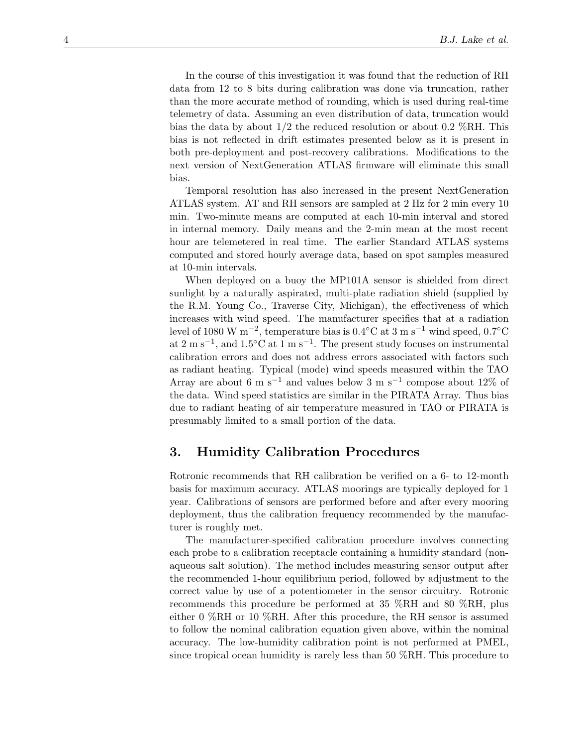In the course of this investigation it was found that the reduction of RH data from 12 to 8 bits during calibration was done via truncation, rather than the more accurate method of rounding, which is used during real-time telemetry of data. Assuming an even distribution of data, truncation would bias the data by about 1/2 the reduced resolution or about 0.2 %RH. This bias is not reflected in drift estimates presented below as it is present in both pre-deployment and post-recovery calibrations. Modifications to the next version of NextGeneration ATLAS firmware will eliminate this small bias.

Temporal resolution has also increased in the present NextGeneration ATLAS system. AT and RH sensors are sampled at 2 Hz for 2 min every 10 min. Two-minute means are computed at each 10-min interval and stored in internal memory. Daily means and the 2-min mean at the most recent hour are telemetered in real time. The earlier Standard ATLAS systems computed and stored hourly average data, based on spot samples measured at 10-min intervals.

When deployed on a buoy the MP101A sensor is shielded from direct sunlight by a naturally aspirated, multi-plate radiation shield (supplied by the R.M. Young Co., Traverse City, Michigan), the effectiveness of which increases with wind speed. The manufacturer specifies that at a radiation level of 1080 W m$^{-2}$, temperature bias is 0.4°C at 3 m s$^{-1}$ wind speed, 0.7°C at 2 m s$^{-1}$, and 1.5°C at 1 m s$^{-1}$. The present study focuses on instrumental calibration errors and does not address errors associated with factors such as radiant heating. Typical (mode) wind speeds measured within the TAO Array are about 6 m s$^{-1}$ and values below 3 m s$^{-1}$ compose about 12% of the data. Wind speed statistics are similar in the PIRATA Array. Thus bias due to radiant heating of air temperature measured in TAO or PIRATA is presumably limited to a small portion of the data.

## 3. Humidity Calibration Procedures

Rotronic recommends that RH calibration be verified on a 6- to 12-month basis for maximum accuracy. ATLAS moorings are typically deployed for 1 year. Calibrations of sensors are performed before and after every mooring deployment, thus the calibration frequency recommended by the manufacturer is roughly met.

The manufacturer-specified calibration procedure involves connecting each probe to a calibration receptacle containing a humidity standard (non-aqueous salt solution). The method includes measuring sensor output after the recommended 1-hour equilibrium period, followed by adjustment to the correct value by use of a potentiometer in the sensor circuitry. Rotronic recommends this procedure be performed at 35 %RH and 80 %RH, plus either 0 %RH or 10 %RH. After this procedure, the RH sensor is assumed to follow the nominal calibration equation given above, within the nominal accuracy. The low-humidity calibration point is not performed at PMEL, since tropical ocean humidity is rarely less than 50 %RH. This procedure to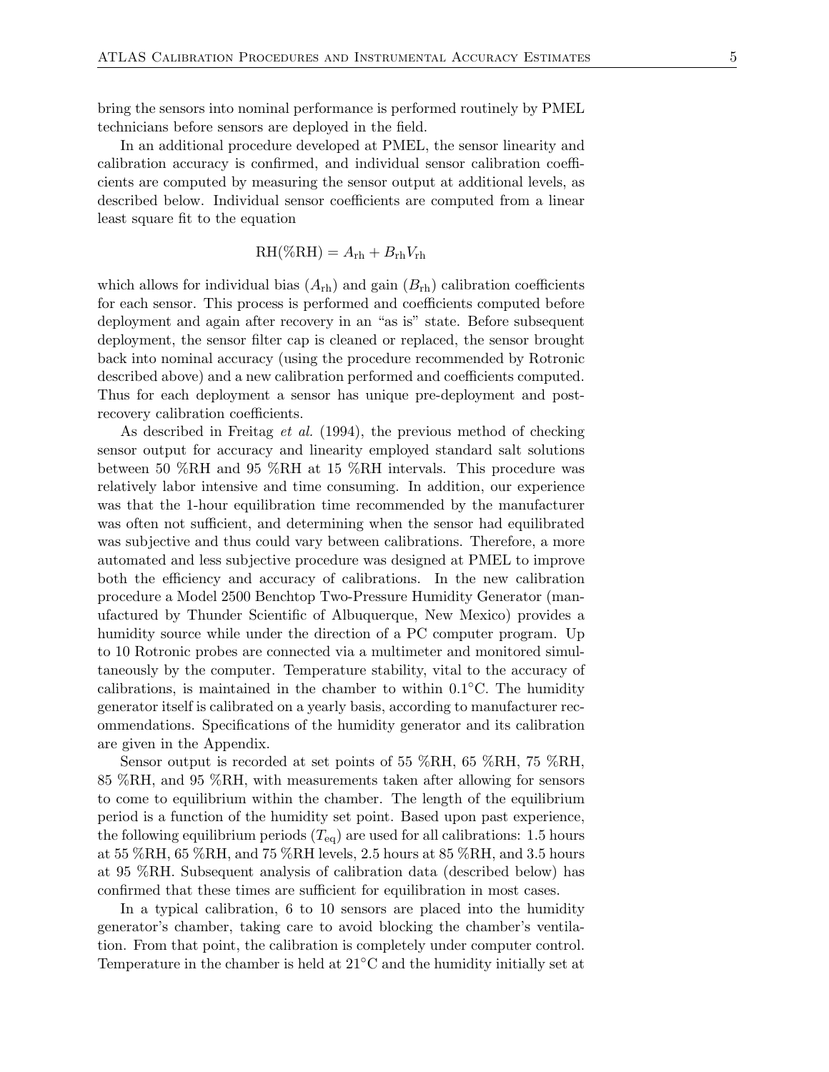bring the sensors into nominal performance is performed routinely by PMEL technicians before sensors are deployed in the field.

In an additional procedure developed at PMEL, the sensor linearity and calibration accuracy is confirmed, and individual sensor calibration coefficients are computed by measuring the sensor output at additional levels, as described below. Individual sensor coefficients are computed from a linear least square fit to the equation

$$\mathrm{RH}(\%\mathrm{RH}) = A_{\mathrm{rh}} + B_{\mathrm{rh}} V_{\mathrm{rh}}$$

which allows for individual bias ($A_{\mathrm{rh}}$) and gain ($B_{\mathrm{rh}}$) calibration coefficients for each sensor. This process is performed and coefficients computed before deployment and again after recovery in an "as is" state. Before subsequent deployment, the sensor filter cap is cleaned or replaced, the sensor brought back into nominal accuracy (using the procedure recommended by Rotronic described above) and a new calibration performed and coefficients computed. Thus for each deployment a sensor has unique pre-deployment and post-recovery calibration coefficients.

As described in Freitag *et al.* (1994), the previous method of checking sensor output for accuracy and linearity employed standard salt solutions between 50 %RH and 95 %RH at 15 %RH intervals. This procedure was relatively labor intensive and time consuming. In addition, our experience was that the 1-hour equilibration time recommended by the manufacturer was often not sufficient, and determining when the sensor had equilibrated was subjective and thus could vary between calibrations. Therefore, a more automated and less subjective procedure was designed at PMEL to improve both the efficiency and accuracy of calibrations. In the new calibration procedure a Model 2500 Benchtop Two-Pressure Humidity Generator (manufactured by Thunder Scientific of Albuquerque, New Mexico) provides a humidity source while under the direction of a PC computer program. Up to 10 Rotronic probes are connected via a multimeter and monitored simultaneously by the computer. Temperature stability, vital to the accuracy of calibrations, is maintained in the chamber to within 0.1°C. The humidity generator itself is calibrated on a yearly basis, according to manufacturer recommendations. Specifications of the humidity generator and its calibration are given in the Appendix.

Sensor output is recorded at set points of 55 %RH, 65 %RH, 75 %RH, 85 %RH, and 95 %RH, with measurements taken after allowing for sensors to come to equilibrium within the chamber. The length of the equilibrium period is a function of the humidity set point. Based upon past experience, the following equilibrium periods ($T_{\mathrm{eq}}$) are used for all calibrations: 1.5 hours at 55 %RH, 65 %RH, and 75 %RH levels, 2.5 hours at 85 %RH, and 3.5 hours at 95 %RH. Subsequent analysis of calibration data (described below) has confirmed that these times are sufficient for equilibration in most cases.

In a typical calibration, 6 to 10 sensors are placed into the humidity generator's chamber, taking care to avoid blocking the chamber's ventilation. From that point, the calibration is completely under computer control. Temperature in the chamber is held at 21°C and the humidity initially set at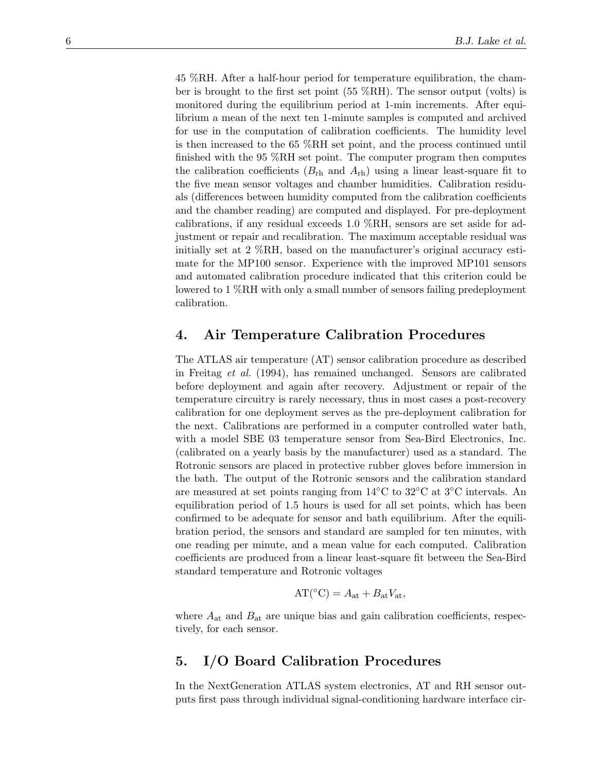45 %RH. After a half-hour period for temperature equilibration, the chamber is brought to the first set point (55 %RH). The sensor output (volts) is monitored during the equilibrium period at 1-min increments. After equilibrium a mean of the next ten 1-minute samples is computed and archived for use in the computation of calibration coefficients. The humidity level is then increased to the 65 %RH set point, and the process continued until finished with the 95 %RH set point. The computer program then computes the calibration coefficients ($B_{\mathrm{rh}}$ and $A_{\mathrm{rh}}$) using a linear least-square fit to the five mean sensor voltages and chamber humidities. Calibration residuals (differences between humidity computed from the calibration coefficients and the chamber reading) are computed and displayed. For pre-deployment calibrations, if any residual exceeds 1.0 %RH, sensors are set aside for adjustment or repair and recalibration. The maximum acceptable residual was initially set at 2 %RH, based on the manufacturer's original accuracy estimate for the MP100 sensor. Experience with the improved MP101 sensors and automated calibration procedure indicated that this criterion could be lowered to 1 %RH with only a small number of sensors failing predeployment calibration.

## 4. Air Temperature Calibration Procedures

The ATLAS air temperature (AT) sensor calibration procedure as described in Freitag *et al.* (1994), has remained unchanged. Sensors are calibrated before deployment and again after recovery. Adjustment or repair of the temperature circuitry is rarely necessary, thus in most cases a post-recovery calibration for one deployment serves as the pre-deployment calibration for the next. Calibrations are performed in a computer controlled water bath, with a model SBE 03 temperature sensor from Sea-Bird Electronics, Inc. (calibrated on a yearly basis by the manufacturer) used as a standard. The Rotronic sensors are placed in protective rubber gloves before immersion in the bath. The output of the Rotronic sensors and the calibration standard are measured at set points ranging from 14°C to 32°C at 3°C intervals. An equilibration period of 1.5 hours is used for all set points, which has been confirmed to be adequate for sensor and bath equilibrium. After the equilibration period, the sensors and standard are sampled for ten minutes, with one reading per minute, and a mean value for each computed. Calibration coefficients are produced from a linear least-square fit between the Sea-Bird standard temperature and Rotronic voltages

$$\mathrm{AT}(^{\circ}\mathrm{C}) = A_{\mathrm{at}} + B_{\mathrm{at}} V_{\mathrm{at}},$$

where $A_{\mathrm{at}}$ and $B_{\mathrm{at}}$ are unique bias and gain calibration coefficients, respectively, for each sensor.

## 5. I/O Board Calibration Procedures

In the NextGeneration ATLAS system electronics, AT and RH sensor outputs first pass through individual signal-conditioning hardware interface cir-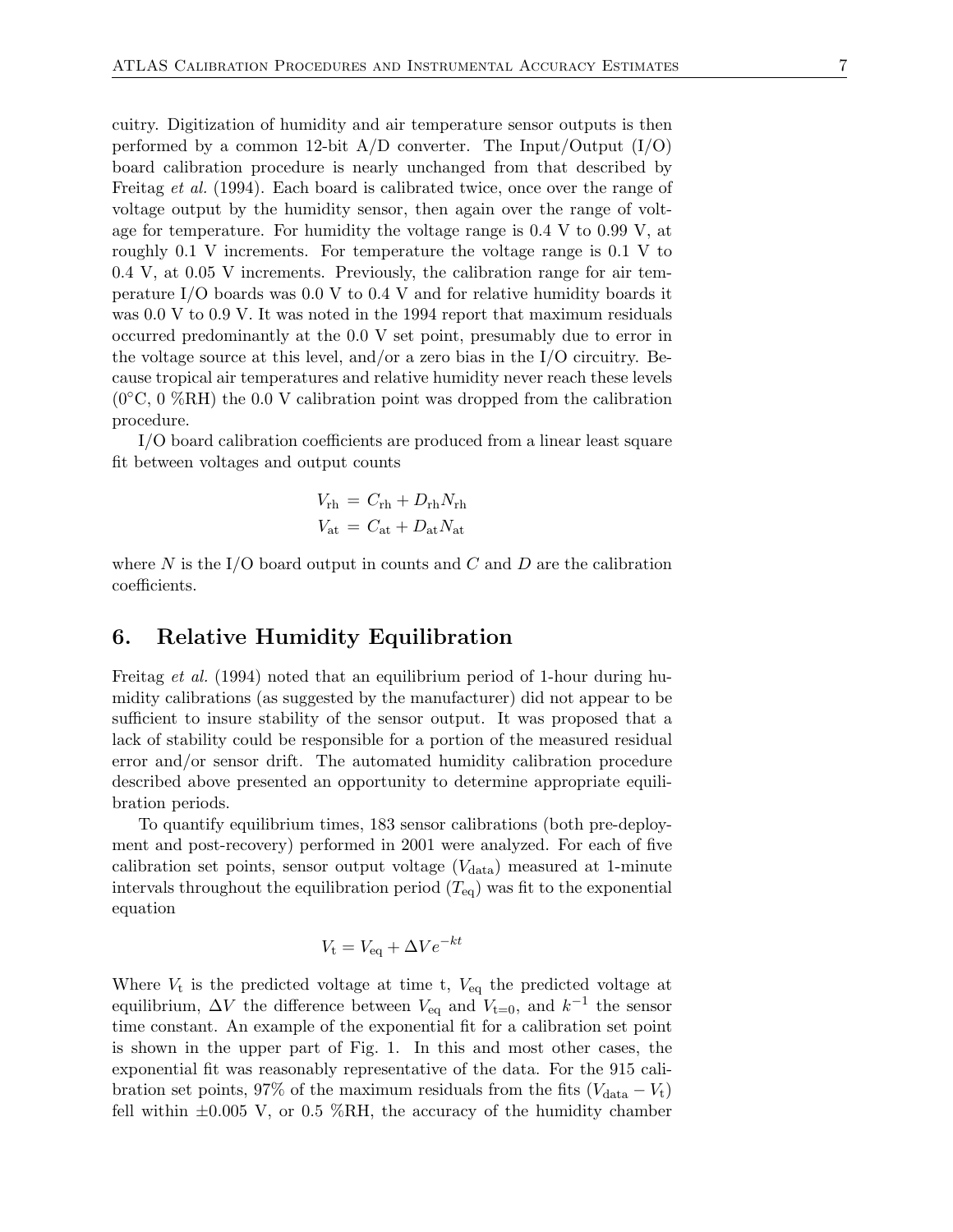cuitry. Digitization of humidity and air temperature sensor outputs is then performed by a common 12-bit A/D converter. The Input/Output (I/O) board calibration procedure is nearly unchanged from that described by Freitag *et al.* (1994). Each board is calibrated twice, once over the range of voltage output by the humidity sensor, then again over the range of voltage for temperature. For humidity the voltage range is 0.4 V to 0.99 V, at roughly 0.1 V increments. For temperature the voltage range is 0.1 V to 0.4 V, at 0.05 V increments. Previously, the calibration range for air temperature I/O boards was 0.0 V to 0.4 V and for relative humidity boards it was 0.0 V to 0.9 V. It was noted in the 1994 report that maximum residuals occurred predominantly at the 0.0 V set point, presumably due to error in the voltage source at this level, and/or a zero bias in the I/O circuitry. Because tropical air temperatures and relative humidity never reach these levels (0°C, 0 %RH) the 0.0 V calibration point was dropped from the calibration procedure.

I/O board calibration coefficients are produced from a linear least square fit between voltages and output counts

$$
\begin{aligned}
V_{\mathrm{rh}} &= C_{\mathrm{rh}} + D_{\mathrm{rh}} N_{\mathrm{rh}} \\
V_{\mathrm{at}} &= C_{\mathrm{at}} + D_{\mathrm{at}} N_{\mathrm{at}}
\end{aligned}
$$

where $N$ is the I/O board output in counts and $C$ and $D$ are the calibration coefficients.

## 6. Relative Humidity Equilibration

Freitag *et al.* (1994) noted that an equilibrium period of 1-hour during humidity calibrations (as suggested by the manufacturer) did not appear to be sufficient to insure stability of the sensor output. It was proposed that a lack of stability could be responsible for a portion of the measured residual error and/or sensor drift. The automated humidity calibration procedure described above presented an opportunity to determine appropriate equilibration periods.

To quantify equilibrium times, 183 sensor calibrations (both pre-deployment and post-recovery) performed in 2001 were analyzed. For each of five calibration set points, sensor output voltage ($V_{\mathrm{data}}$) measured at 1-minute intervals throughout the equilibration period ($T_{\mathrm{eq}}$) was fit to the exponential equation

$$
V_{\mathrm{t}} = V_{\mathrm{eq}} + \Delta V e^{-kt}
$$

Where $V_{\mathrm{t}}$ is the predicted voltage at time t, $V_{\mathrm{eq}}$ the predicted voltage at equilibrium, $\Delta V$ the difference between $V_{\mathrm{eq}}$ and $V_{\mathrm{t=0}}$, and $k^{-1}$ the sensor time constant. An example of the exponential fit for a calibration set point is shown in the upper part of Fig. 1. In this and most other cases, the exponential fit was reasonably representative of the data. For the 915 calibration set points, 97% of the maximum residuals from the fits ($V_{\mathrm{data}} - V_{\mathrm{t}}$) fell within ±0.005 V, or 0.5 %RH, the accuracy of the humidity chamber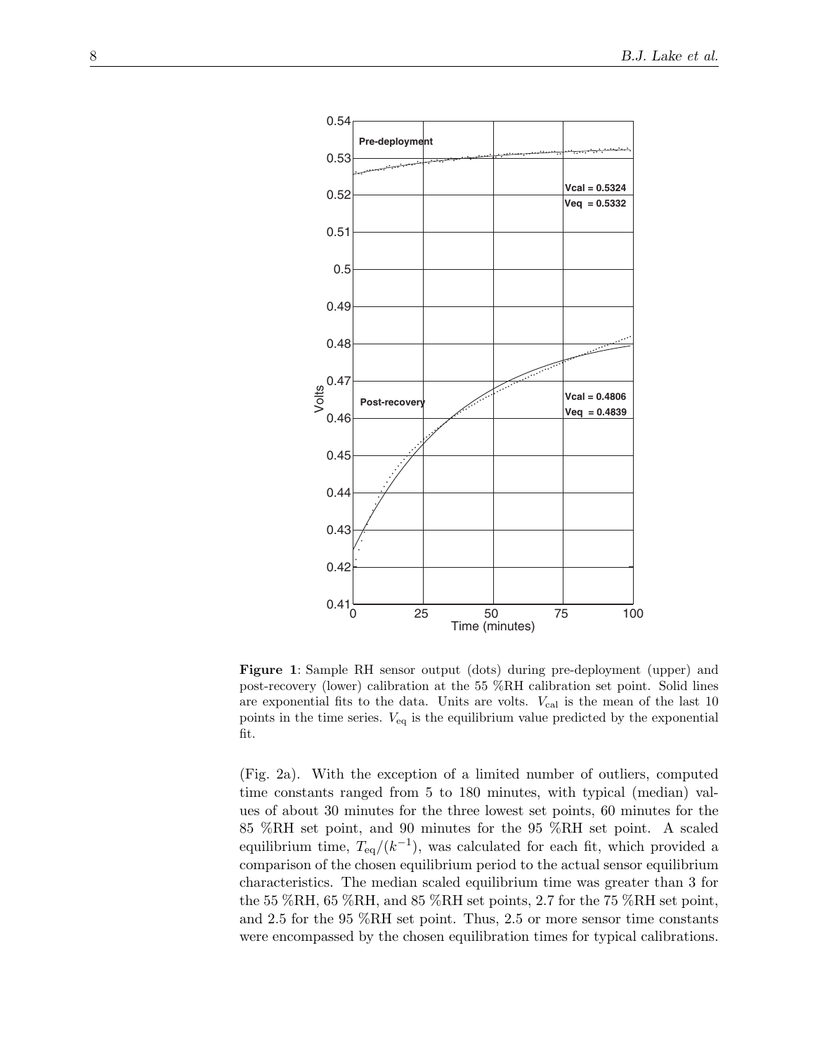**Figure 1**: Sample RH sensor output (dots) during pre-deployment (upper) and post-recovery (lower) calibration at the 55 %RH calibration set point. Solid lines are exponential fits to the data. Units are volts. $V_{\mathrm{cal}}$ is the mean of the last 10 points in the time series. $V_{\mathrm{eq}}$ is the equilibrium value predicted by the exponential fit.

(Fig. 2a). With the exception of a limited number of outliers, computed time constants ranged from 5 to 180 minutes, with typical (median) values of about 30 minutes for the three lowest set points, 60 minutes for the 85 %RH set point, and 90 minutes for the 95 %RH set point. A scaled equilibrium time, $T_{\mathrm{eq}}/(k^{-1})$, was calculated for each fit, which provided a comparison of the chosen equilibrium period to the actual sensor equilibrium characteristics. The median scaled equilibrium time was greater than 3 for the 55 %RH, 65 %RH, and 85 %RH set points, 2.7 for the 75 %RH set point, and 2.5 for the 95 %RH set point. Thus, 2.5 or more sensor time constants were encompassed by the chosen equilibration times for typical calibrations.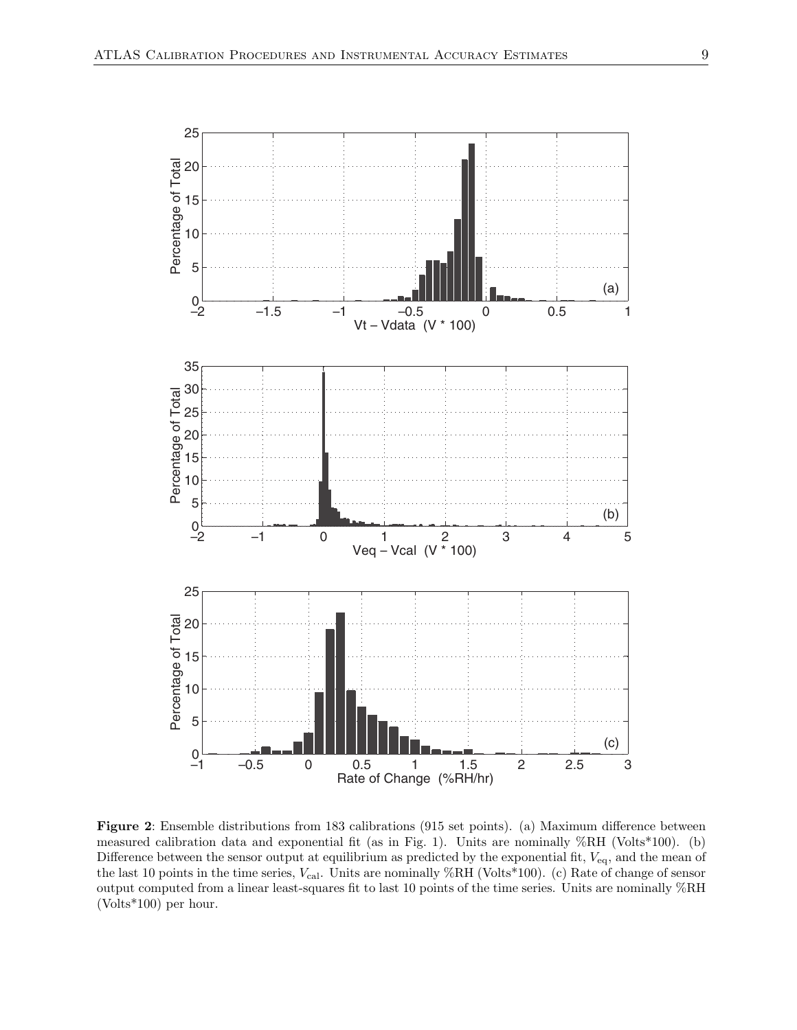**Figure 2**: Ensemble distributions from 183 calibrations (915 set points). (a) Maximum difference between measured calibration data and exponential fit (as in Fig. 1). Units are nominally %RH (Volts*100). (b) Difference between the sensor output at equilibrium as predicted by the exponential fit, $V_{\mathrm{eq}}$, and the mean of the last 10 points in the time series, $V_{\mathrm{cal}}$. Units are nominally %RH (Volts*100). (c) Rate of change of sensor output computed from a linear least-squares fit to last 10 points of the time series. Units are nominally %RH (Volts*100) per hour.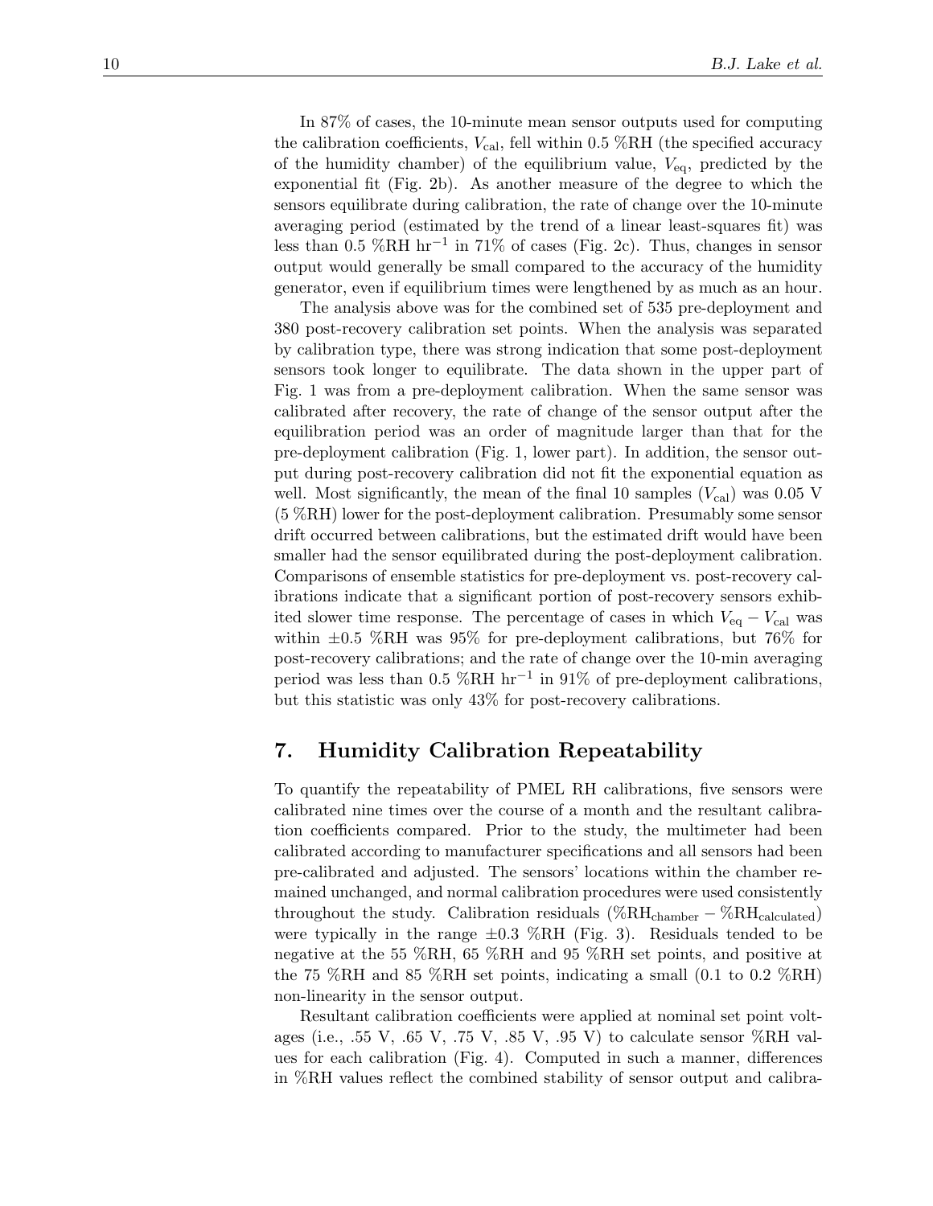In 87% of cases, the 10-minute mean sensor outputs used for computing the calibration coefficients, $V_{\mathrm{cal}}$, fell within 0.5 %RH (the specified accuracy of the humidity chamber) of the equilibrium value, $V_{\mathrm{eq}}$, predicted by the exponential fit (Fig. 2b). As another measure of the degree to which the sensors equilibrate during calibration, the rate of change over the 10-minute averaging period (estimated by the trend of a linear least-squares fit) was less than 0.5 %RH $\mathrm{hr}^{-1}$ in 71% of cases (Fig. 2c). Thus, changes in sensor output would generally be small compared to the accuracy of the humidity generator, even if equilibrium times were lengthened by as much as an hour.

The analysis above was for the combined set of 535 pre-deployment and 380 post-recovery calibration set points. When the analysis was separated by calibration type, there was strong indication that some post-deployment sensors took longer to equilibrate. The data shown in the upper part of Fig. 1 was from a pre-deployment calibration. When the same sensor was calibrated after recovery, the rate of change of the sensor output after the equilibration period was an order of magnitude larger than that for the pre-deployment calibration (Fig. 1, lower part). In addition, the sensor output during post-recovery calibration did not fit the exponential equation as well. Most significantly, the mean of the final 10 samples ($V_{\mathrm{cal}}$) was 0.05 V (5 %RH) lower for the post-deployment calibration. Presumably some sensor drift occurred between calibrations, but the estimated drift would have been smaller had the sensor equilibrated during the post-deployment calibration. Comparisons of ensemble statistics for pre-deployment vs. post-recovery calibrations indicate that a significant portion of post-recovery sensors exhibited slower time response. The percentage of cases in which $V_{\mathrm{eq}} - V_{\mathrm{cal}}$ was within ±0.5 %RH was 95% for pre-deployment calibrations, but 76% for post-recovery calibrations; and the rate of change over the 10-min averaging period was less than 0.5 %RH $\mathrm{hr}^{-1}$ in 91% of pre-deployment calibrations, but this statistic was only 43% for post-recovery calibrations.

## 7. Humidity Calibration Repeatability

To quantify the repeatability of PMEL RH calibrations, five sensors were calibrated nine times over the course of a month and the resultant calibration coefficients compared. Prior to the study, the multimeter had been calibrated according to manufacturer specifications and all sensors had been pre-calibrated and adjusted. The sensors' locations within the chamber remained unchanged, and normal calibration procedures were used consistently throughout the study. Calibration residuals ($\%\mathrm{RH}_{\mathrm{chamber}} - \%\mathrm{RH}_{\mathrm{calculated}}$) were typically in the range ±0.3 %RH (Fig. 3). Residuals tended to be negative at the 55 %RH, 65 %RH and 95 %RH set points, and positive at the 75 %RH and 85 %RH set points, indicating a small (0.1 to 0.2 %RH) non-linearity in the sensor output.

Resultant calibration coefficients were applied at nominal set point voltages (i.e., .55 V, .65 V, .75 V, .85 V, .95 V) to calculate sensor %RH values for each calibration (Fig. 4). Computed in such a manner, differences in %RH values reflect the combined stability of sensor output and calibra-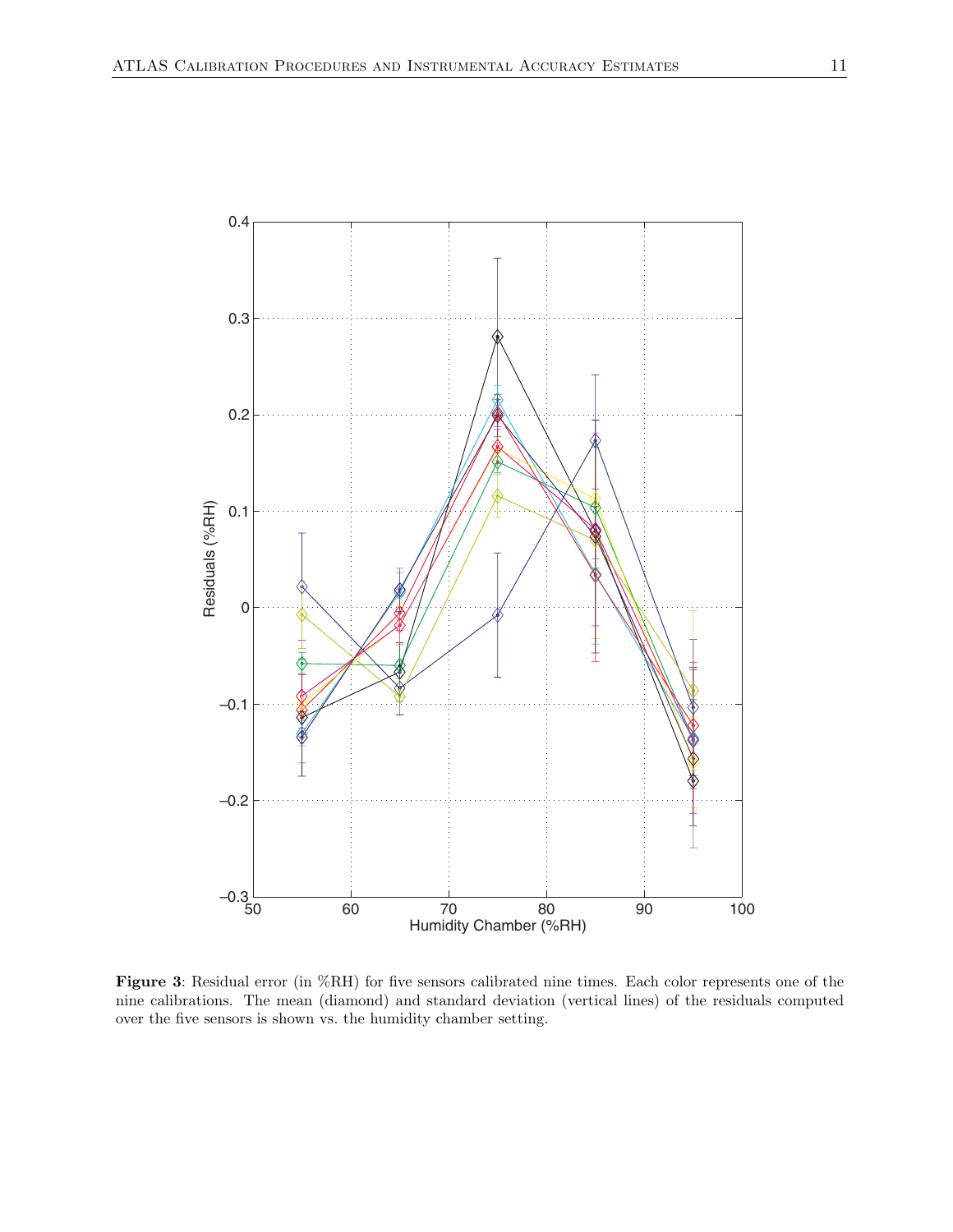**Figure 3**: Residual error (in %RH) for five sensors calibrated nine times. Each color represents one of the nine calibrations. The mean (diamond) and standard deviation (vertical lines) of the residuals computed over the five sensors is shown vs. the humidity chamber setting.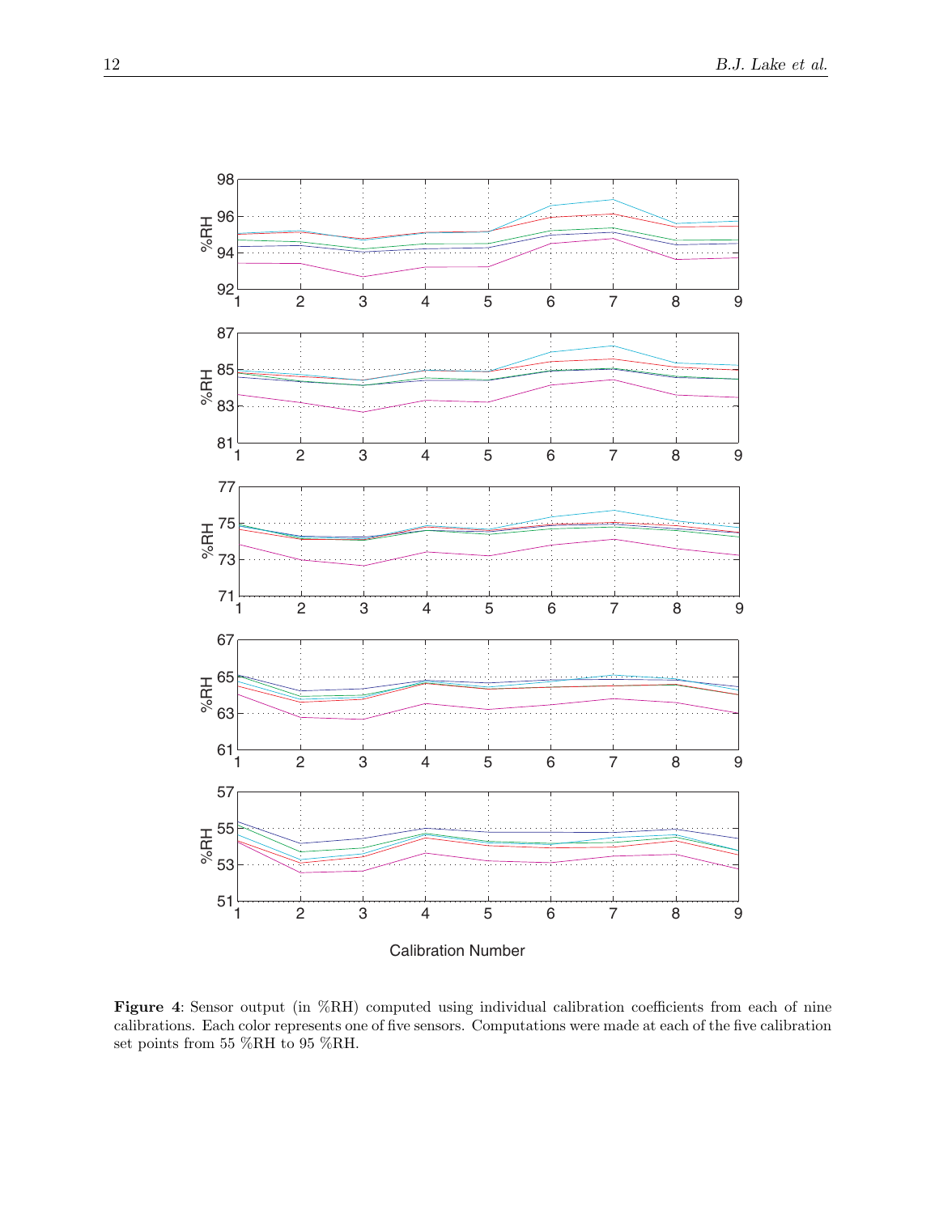**Figure 4**: Sensor output (in %RH) computed using individual calibration coefficients from each of nine calibrations. Each color represents one of five sensors. Computations were made at each of the five calibration set points from 55 %RH to 95 %RH.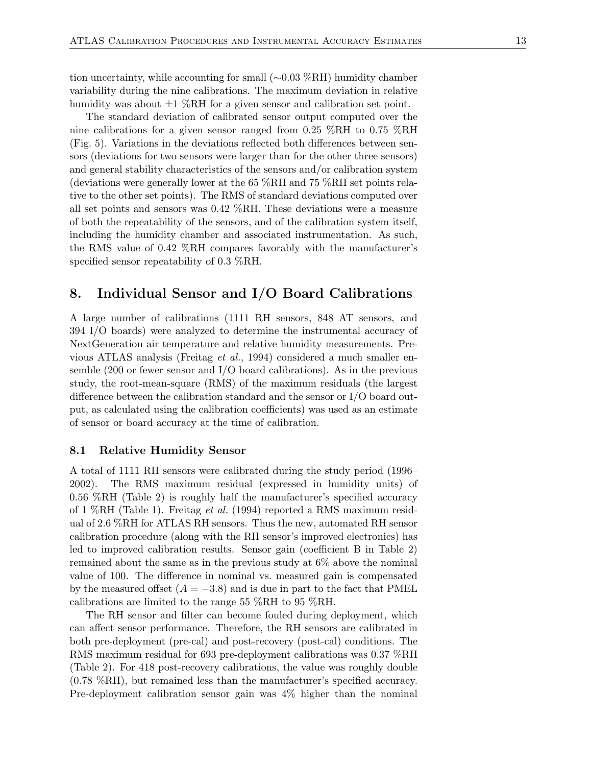tion uncertainty, while accounting for small (∼0.03 %RH) humidity chamber variability during the nine calibrations. The maximum deviation in relative humidity was about ±1 %RH for a given sensor and calibration set point.

The standard deviation of calibrated sensor output computed over the nine calibrations for a given sensor ranged from 0.25 %RH to 0.75 %RH (Fig. 5). Variations in the deviations reflected both differences between sensors (deviations for two sensors were larger than for the other three sensors) and general stability characteristics of the sensors and/or calibration system (deviations were generally lower at the 65 %RH and 75 %RH set points relative to the other set points). The RMS of standard deviations computed over all set points and sensors was 0.42 %RH. These deviations were a measure of both the repeatability of the sensors, and of the calibration system itself, including the humidity chamber and associated instrumentation. As such, the RMS value of 0.42 %RH compares favorably with the manufacturer's specified sensor repeatability of 0.3 %RH.

## 8. Individual Sensor and I/O Board Calibrations

A large number of calibrations (1111 RH sensors, 848 AT sensors, and 394 I/O boards) were analyzed to determine the instrumental accuracy of NextGeneration air temperature and relative humidity measurements. Previous ATLAS analysis (Freitag *et al.*, 1994) considered a much smaller ensemble (200 or fewer sensor and I/O board calibrations). As in the previous study, the root-mean-square (RMS) of the maximum residuals (the largest difference between the calibration standard and the sensor or I/O board output, as calculated using the calibration coefficients) was used as an estimate of sensor or board accuracy at the time of calibration.

### 8.1 Relative Humidity Sensor

A total of 1111 RH sensors were calibrated during the study period (1996–2002). The RMS maximum residual (expressed in humidity units) of 0.56 %RH (Table 2) is roughly half the manufacturer's specified accuracy of 1 %RH (Table 1). Freitag *et al.* (1994) reported a RMS maximum residual of 2.6 %RH for ATLAS RH sensors. Thus the new, automated RH sensor calibration procedure (along with the RH sensor's improved electronics) has led to improved calibration results. Sensor gain (coefficient B in Table 2) remained about the same as in the previous study at 6% above the nominal value of 100. The difference in nominal vs. measured gain is compensated by the measured offset ($A = -3.8$) and is due in part to the fact that PMEL calibrations are limited to the range 55 %RH to 95 %RH.

The RH sensor and filter can become fouled during deployment, which can affect sensor performance. Therefore, the RH sensors are calibrated in both pre-deployment (pre-cal) and post-recovery (post-cal) conditions. The RMS maximum residual for 693 pre-deployment calibrations was 0.37 %RH (Table 2). For 418 post-recovery calibrations, the value was roughly double (0.78 %RH), but remained less than the manufacturer's specified accuracy. Pre-deployment calibration sensor gain was 4% higher than the nominal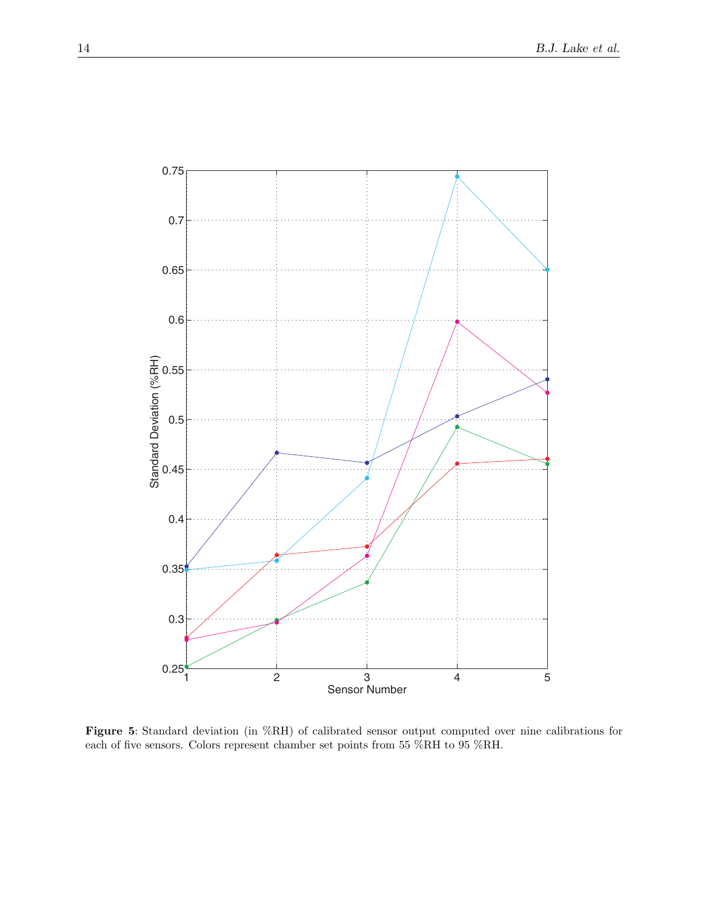**Figure 5**: Standard deviation (in %RH) of calibrated sensor output computed over nine calibrations for each of five sensors. Colors represent chamber set points from 55 %RH to 95 %RH.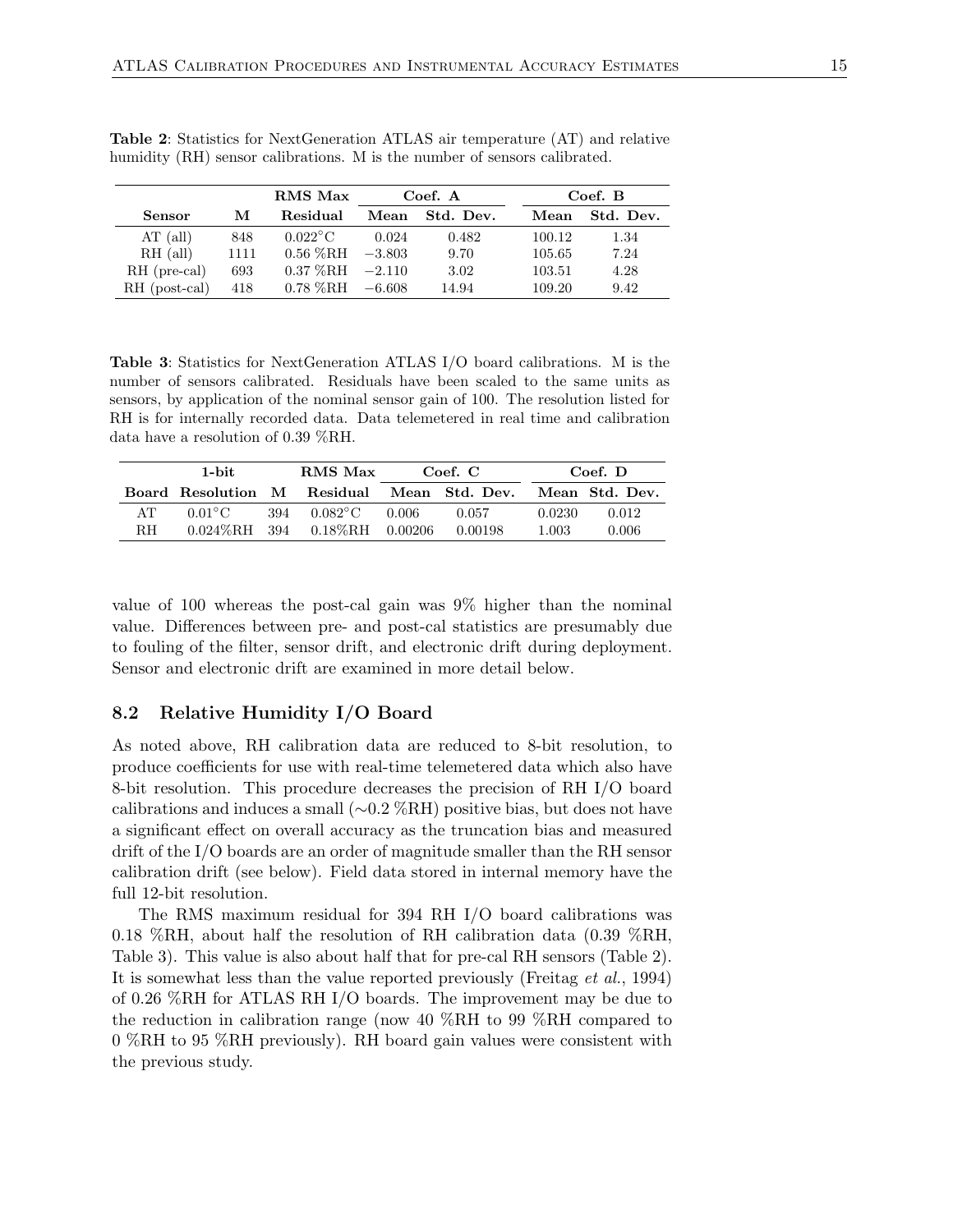**Table 2**: Statistics for NextGeneration ATLAS air temperature (AT) and relative humidity (RH) sensor calibrations. M is the number of sensors calibrated.

| | | RMS Max | Coef. A | | Coef. B | |
|---|---|---|---|---|---|---|
| **Sensor** | **M** | **Residual** | **Mean** | **Std. Dev.** | **Mean** | **Std. Dev.** |
| AT (all) | 848 | 0.022°C | 0.024 | 0.482 | 100.12 | 1.34 |
| RH (all) | 1111 | 0.56 %RH | −3.803 | 9.70 | 105.65 | 7.24 |
| RH (pre-cal) | 693 | 0.37 %RH | −2.110 | 3.02 | 103.51 | 4.28 |
| RH (post-cal) | 418 | 0.78 %RH | −6.608 | 14.94 | 109.20 | 9.42 |

**Table 3**: Statistics for NextGeneration ATLAS I/O board calibrations. M is the number of sensors calibrated. Residuals have been scaled to the same units as sensors, by application of the nominal sensor gain of 100. The resolution listed for RH is for internally recorded data. Data telemetered in real time and calibration data have a resolution of 0.39 %RH.

| | 1-bit | | RMS Max | Coef. C | | Coef. D | |
|---|---|---|---|---|---|---|---|
| **Board** | **Resolution** | **M** | **Residual** | **Mean** | **Std. Dev.** | **Mean** | **Std. Dev.** |
| AT | 0.01°C | 394 | 0.082°C | 0.006 | 0.057 | 0.0230 | 0.012 |
| RH | 0.024%RH | 394 | 0.18%RH | 0.00206 | 0.00198 | 1.003 | 0.006 |

value of 100 whereas the post-cal gain was 9% higher than the nominal value. Differences between pre- and post-cal statistics are presumably due to fouling of the filter, sensor drift, and electronic drift during deployment. Sensor and electronic drift are examined in more detail below.

## 8.2 Relative Humidity I/O Board

As noted above, RH calibration data are reduced to 8-bit resolution, to produce coefficients for use with real-time telemetered data which also have 8-bit resolution. This procedure decreases the precision of RH I/O board calibrations and induces a small (∼0.2 %RH) positive bias, but does not have a significant effect on overall accuracy as the truncation bias and measured drift of the I/O boards are an order of magnitude smaller than the RH sensor calibration drift (see below). Field data stored in internal memory have the full 12-bit resolution.

The RMS maximum residual for 394 RH I/O board calibrations was 0.18 %RH, about half the resolution of RH calibration data (0.39 %RH, Table 3). This value is also about half that for pre-cal RH sensors (Table 2). It is somewhat less than the value reported previously (Freitag *et al.*, 1994) of 0.26 %RH for ATLAS RH I/O boards. The improvement may be due to the reduction in calibration range (now 40 %RH to 99 %RH compared to 0 %RH to 95 %RH previously). RH board gain values were consistent with the previous study.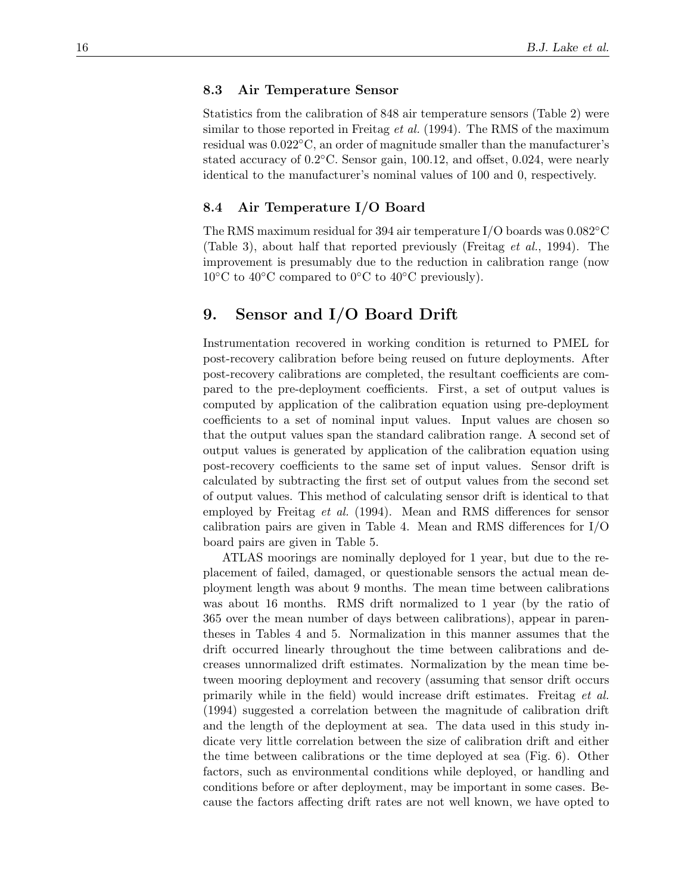### 8.3 Air Temperature Sensor

Statistics from the calibration of 848 air temperature sensors (Table 2) were similar to those reported in Freitag *et al.* (1994). The RMS of the maximum residual was 0.022°C, an order of magnitude smaller than the manufacturer's stated accuracy of 0.2°C. Sensor gain, 100.12, and offset, 0.024, were nearly identical to the manufacturer's nominal values of 100 and 0, respectively.

### 8.4 Air Temperature I/O Board

The RMS maximum residual for 394 air temperature I/O boards was 0.082°C (Table 3), about half that reported previously (Freitag *et al.*, 1994). The improvement is presumably due to the reduction in calibration range (now 10°C to 40°C compared to 0°C to 40°C previously).

## 9. Sensor and I/O Board Drift

Instrumentation recovered in working condition is returned to PMEL for post-recovery calibration before being reused on future deployments. After post-recovery calibrations are completed, the resultant coefficients are compared to the pre-deployment coefficients. First, a set of output values is computed by application of the calibration equation using pre-deployment coefficients to a set of nominal input values. Input values are chosen so that the output values span the standard calibration range. A second set of output values is generated by application of the calibration equation using post-recovery coefficients to the same set of input values. Sensor drift is calculated by subtracting the first set of output values from the second set of output values. This method of calculating sensor drift is identical to that employed by Freitag *et al.* (1994). Mean and RMS differences for sensor calibration pairs are given in Table 4. Mean and RMS differences for I/O board pairs are given in Table 5.

ATLAS moorings are nominally deployed for 1 year, but due to the replacement of failed, damaged, or questionable sensors the actual mean deployment length was about 9 months. The mean time between calibrations was about 16 months. RMS drift normalized to 1 year (by the ratio of 365 over the mean number of days between calibrations), appear in parentheses in Tables 4 and 5. Normalization in this manner assumes that the drift occurred linearly throughout the time between calibrations and decreases unnormalized drift estimates. Normalization by the mean time between mooring deployment and recovery (assuming that sensor drift occurs primarily while in the field) would increase drift estimates. Freitag *et al.* (1994) suggested a correlation between the magnitude of calibration drift and the length of the deployment at sea. The data used in this study indicate very little correlation between the size of calibration drift and either the time between calibrations or the time deployed at sea (Fig. 6). Other factors, such as environmental conditions while deployed, or handling and conditions before or after deployment, may be important in some cases. Because the factors affecting drift rates are not well known, we have opted to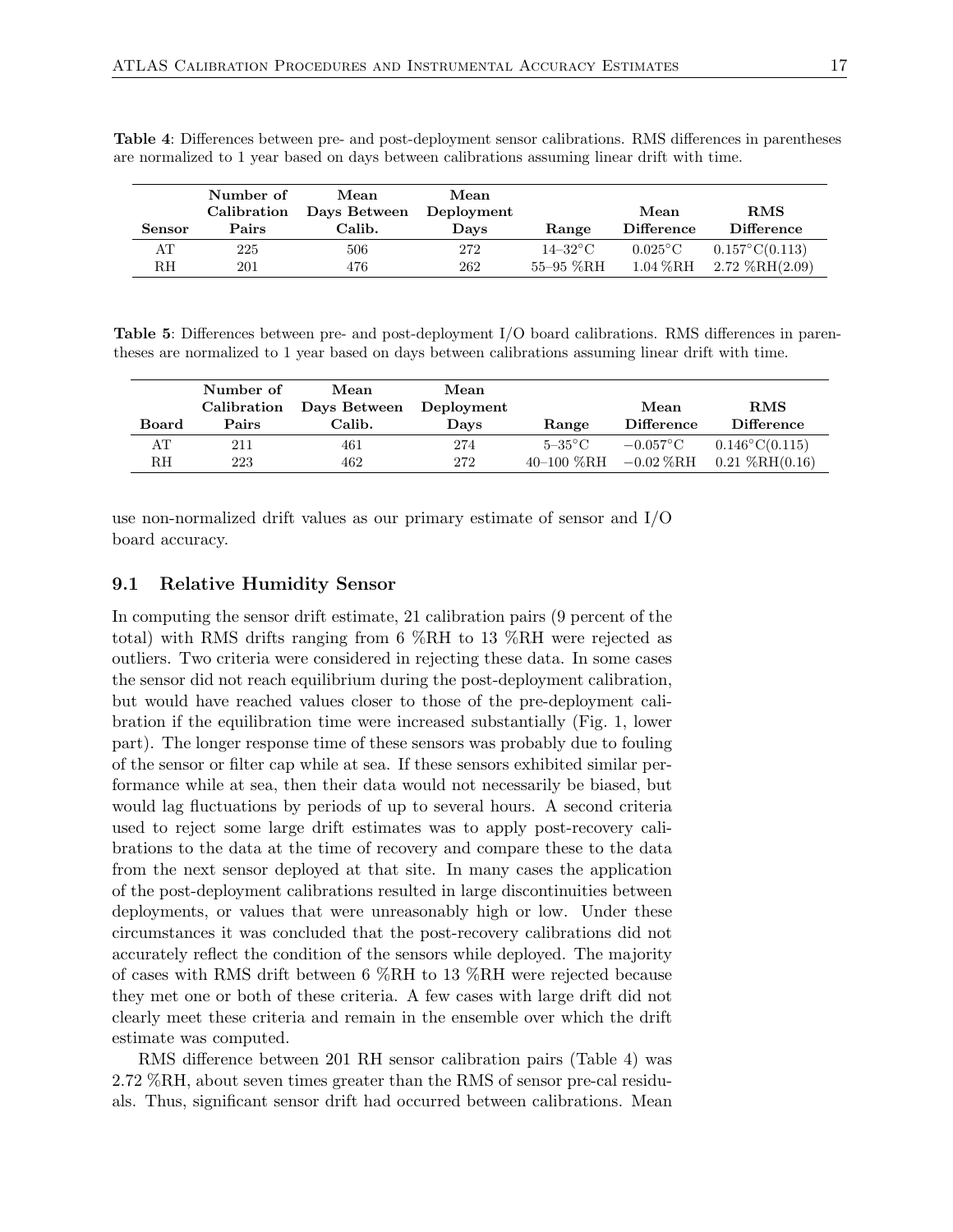**Table 4**: Differences between pre- and post-deployment sensor calibrations. RMS differences in parentheses are normalized to 1 year based on days between calibrations assuming linear drift with time.

| Sensor | Number of Calibration Pairs | Mean Days Between Calib. | Mean Deployment Days | Range | Mean Difference | RMS Difference |
|---|---|---|---|---|---|---|
| AT | 225 | 506 | 272 | 14–32°C | 0.025°C | 0.157°C(0.113) |
| RH | 201 | 476 | 262 | 55–95 %RH | 1.04 %RH | 2.72 %RH(2.09) |

**Table 5**: Differences between pre- and post-deployment I/O board calibrations. RMS differences in parentheses are normalized to 1 year based on days between calibrations assuming linear drift with time.

| Board | Number of Calibration Pairs | Mean Days Between Calib. | Mean Deployment Days | Range | Mean Difference | RMS Difference |
|---|---|---|---|---|---|---|
| AT | 211 | 461 | 274 | 5–35°C | −0.057°C | 0.146°C(0.115) |
| RH | 223 | 462 | 272 | 40–100 %RH | −0.02 %RH | 0.21 %RH(0.16) |

use non-normalized drift values as our primary estimate of sensor and I/O board accuracy.

### 9.1 Relative Humidity Sensor

In computing the sensor drift estimate, 21 calibration pairs (9 percent of the total) with RMS drifts ranging from 6 %RH to 13 %RH were rejected as outliers. Two criteria were considered in rejecting these data. In some cases the sensor did not reach equilibrium during the post-deployment calibration, but would have reached values closer to those of the pre-deployment calibration if the equilibration time were increased substantially (Fig. 1, lower part). The longer response time of these sensors was probably due to fouling of the sensor or filter cap while at sea. If these sensors exhibited similar performance while at sea, then their data would not necessarily be biased, but would lag fluctuations by periods of up to several hours. A second criteria used to reject some large drift estimates was to apply post-recovery calibrations to the data at the time of recovery and compare these to the data from the next sensor deployed at that site. In many cases the application of the post-deployment calibrations resulted in large discontinuities between deployments, or values that were unreasonably high or low. Under these circumstances it was concluded that the post-recovery calibrations did not accurately reflect the condition of the sensors while deployed. The majority of cases with RMS drift between 6 %RH to 13 %RH were rejected because they met one or both of these criteria. A few cases with large drift did not clearly meet these criteria and remain in the ensemble over which the drift estimate was computed.

RMS difference between 201 RH sensor calibration pairs (Table 4) was 2.72 %RH, about seven times greater than the RMS of sensor pre-cal residuals. Thus, significant sensor drift had occurred between calibrations. Mean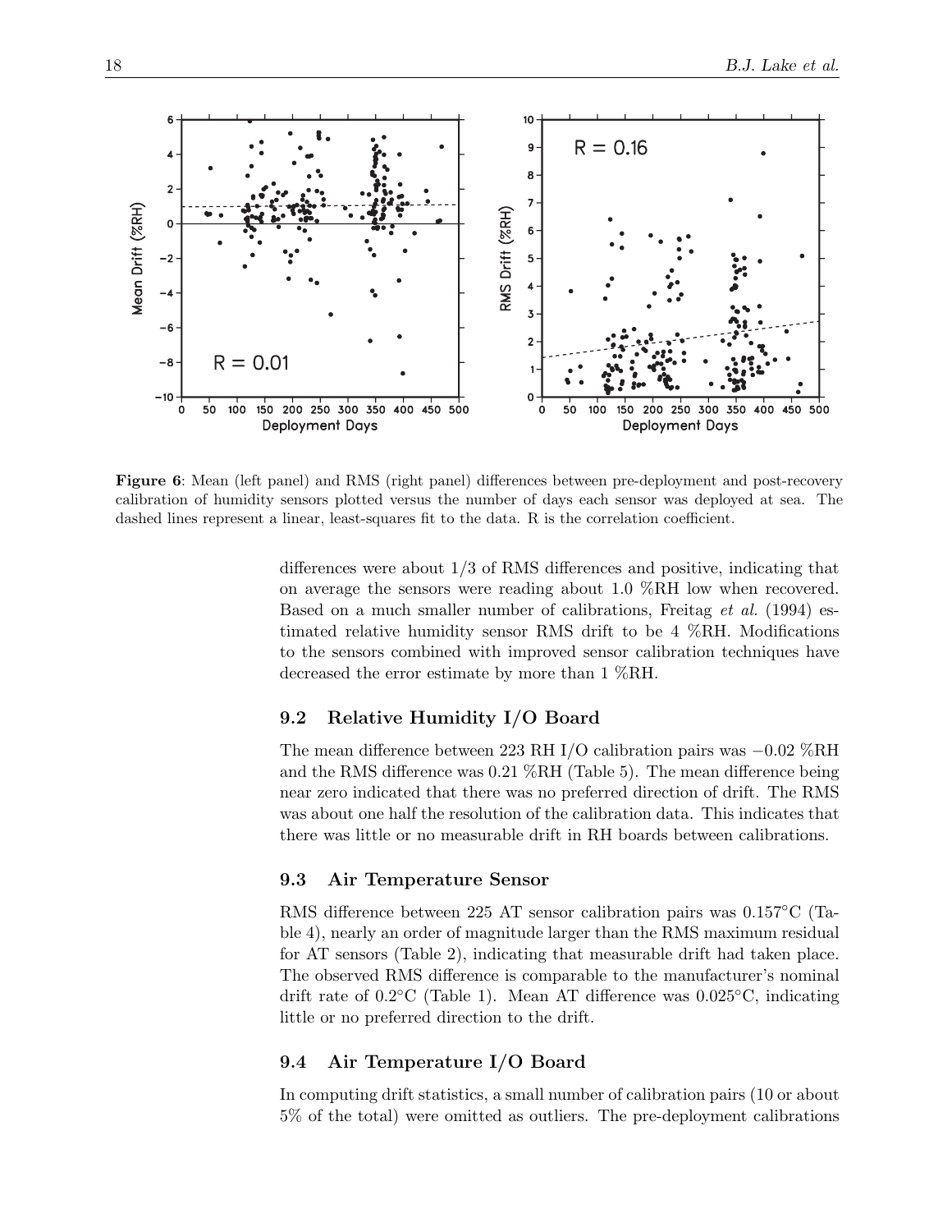**Figure 6**: Mean (left panel) and RMS (right panel) differences between pre-deployment and post-recovery calibration of humidity sensors plotted versus the number of days each sensor was deployed at sea. The dashed lines represent a linear, least-squares fit to the data. R is the correlation coefficient.

differences were about 1/3 of RMS differences and positive, indicating that on average the sensors were reading about 1.0 %RH low when recovered. Based on a much smaller number of calibrations, Freitag *et al.* (1994) estimated relative humidity sensor RMS drift to be 4 %RH. Modifications to the sensors combined with improved sensor calibration techniques have decreased the error estimate by more than 1 %RH.

### 9.2 Relative Humidity I/O Board

The mean difference between 223 RH I/O calibration pairs was −0.02 %RH and the RMS difference was 0.21 %RH (Table 5). The mean difference being near zero indicated that there was no preferred direction of drift. The RMS was about one half the resolution of the calibration data. This indicates that there was little or no measurable drift in RH boards between calibrations.

### 9.3 Air Temperature Sensor

RMS difference between 225 AT sensor calibration pairs was 0.157°C (Table 4), nearly an order of magnitude larger than the RMS maximum residual for AT sensors (Table 2), indicating that measurable drift had taken place. The observed RMS difference is comparable to the manufacturer's nominal drift rate of 0.2°C (Table 1). Mean AT difference was 0.025°C, indicating little or no preferred direction to the drift.

### 9.4 Air Temperature I/O Board

In computing drift statistics, a small number of calibration pairs (10 or about 5% of the total) were omitted as outliers. The pre-deployment calibrations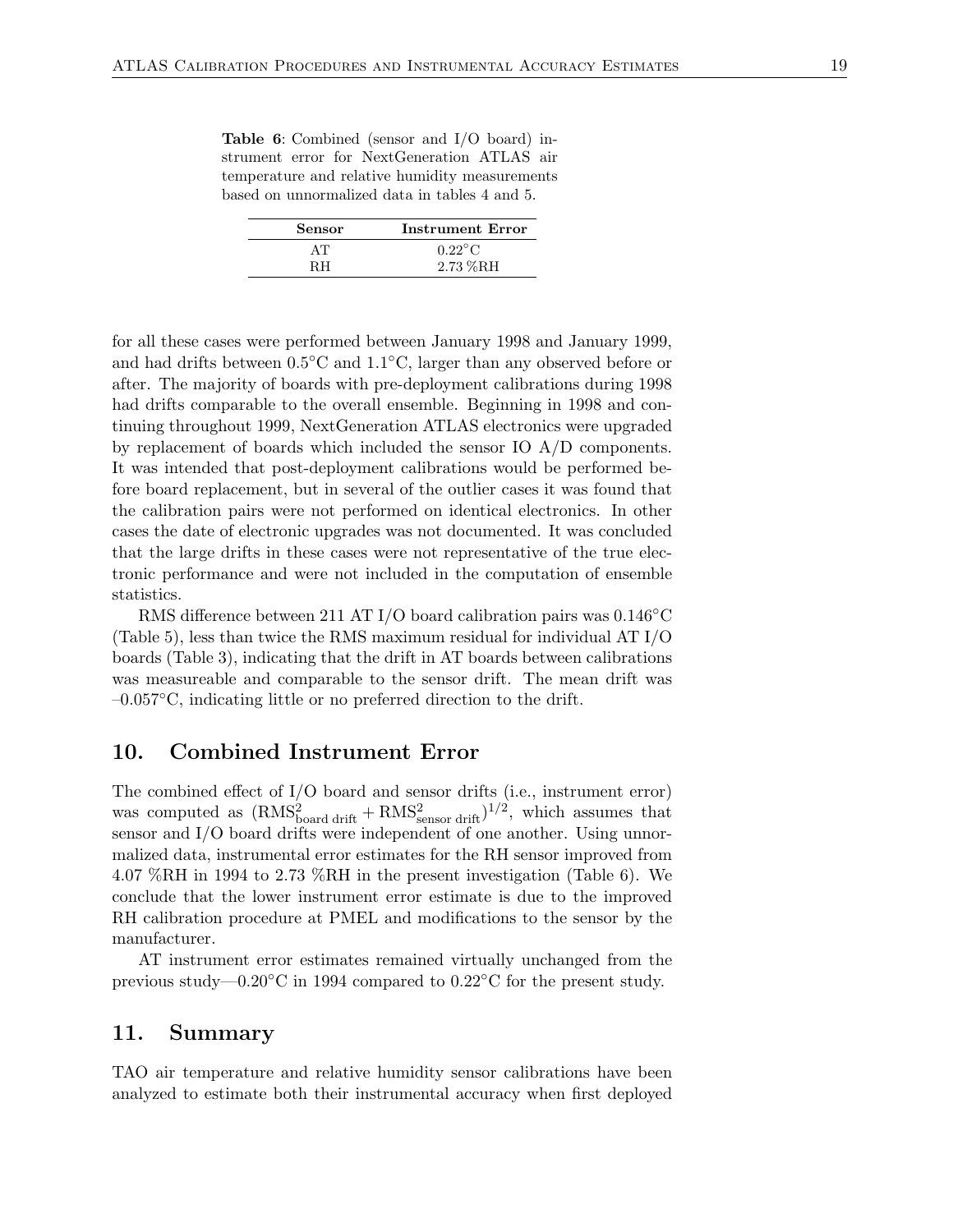**Table 6**: Combined (sensor and I/O board) instrument error for NextGeneration ATLAS air temperature and relative humidity measurements based on unnormalized data in tables 4 and 5.

| Sensor | Instrument Error |
|---|---|
| AT | 0.22°C |
| RH | 2.73 %RH |

for all these cases were performed between January 1998 and January 1999, and had drifts between 0.5°C and 1.1°C, larger than any observed before or after. The majority of boards with pre-deployment calibrations during 1998 had drifts comparable to the overall ensemble. Beginning in 1998 and continuing throughout 1999, NextGeneration ATLAS electronics were upgraded by replacement of boards which included the sensor IO A/D components. It was intended that post-deployment calibrations would be performed before board replacement, but in several of the outlier cases it was found that the calibration pairs were not performed on identical electronics. In other cases the date of electronic upgrades was not documented. It was concluded that the large drifts in these cases were not representative of the true electronic performance and were not included in the computation of ensemble statistics.

RMS difference between 211 AT I/O board calibration pairs was 0.146°C (Table 5), less than twice the RMS maximum residual for individual AT I/O boards (Table 3), indicating that the drift in AT boards between calibrations was measureable and comparable to the sensor drift. The mean drift was –0.057°C, indicating little or no preferred direction to the drift.

## 10. Combined Instrument Error

The combined effect of I/O board and sensor drifts (i.e., instrument error) was computed as $(\mathrm{RMS}^2_{\text{board drift}} + \mathrm{RMS}^2_{\text{sensor drift}})^{1/2}$, which assumes that sensor and I/O board drifts were independent of one another. Using unnormalized data, instrumental error estimates for the RH sensor improved from 4.07 %RH in 1994 to 2.73 %RH in the present investigation (Table 6). We conclude that the lower instrument error estimate is due to the improved RH calibration procedure at PMEL and modifications to the sensor by the manufacturer.

AT instrument error estimates remained virtually unchanged from the previous study—0.20°C in 1994 compared to 0.22°C for the present study.

## 11. Summary

TAO air temperature and relative humidity sensor calibrations have been analyzed to estimate both their instrumental accuracy when first deployed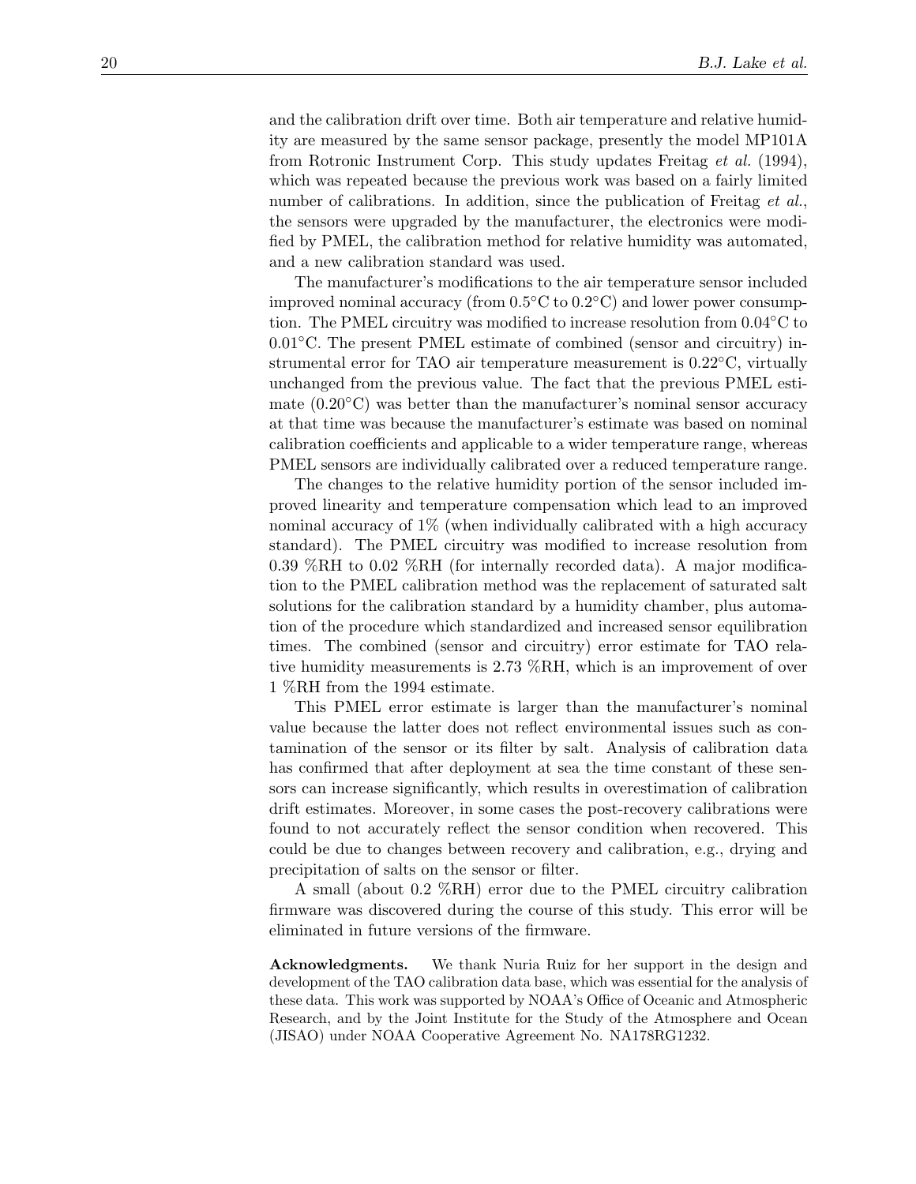and the calibration drift over time. Both air temperature and relative humidity are measured by the same sensor package, presently the model MP101A from Rotronic Instrument Corp. This study updates Freitag *et al.* (1994), which was repeated because the previous work was based on a fairly limited number of calibrations. In addition, since the publication of Freitag *et al.*, the sensors were upgraded by the manufacturer, the electronics were modified by PMEL, the calibration method for relative humidity was automated, and a new calibration standard was used.

The manufacturer's modifications to the air temperature sensor included improved nominal accuracy (from 0.5°C to 0.2°C) and lower power consumption. The PMEL circuitry was modified to increase resolution from 0.04°C to 0.01°C. The present PMEL estimate of combined (sensor and circuitry) instrumental error for TAO air temperature measurement is 0.22°C, virtually unchanged from the previous value. The fact that the previous PMEL estimate (0.20°C) was better than the manufacturer's nominal sensor accuracy at that time was because the manufacturer's estimate was based on nominal calibration coefficients and applicable to a wider temperature range, whereas PMEL sensors are individually calibrated over a reduced temperature range.

The changes to the relative humidity portion of the sensor included improved linearity and temperature compensation which lead to an improved nominal accuracy of 1% (when individually calibrated with a high accuracy standard). The PMEL circuitry was modified to increase resolution from 0.39 %RH to 0.02 %RH (for internally recorded data). A major modification to the PMEL calibration method was the replacement of saturated salt solutions for the calibration standard by a humidity chamber, plus automation of the procedure which standardized and increased sensor equilibration times. The combined (sensor and circuitry) error estimate for TAO relative humidity measurements is 2.73 %RH, which is an improvement of over 1 %RH from the 1994 estimate.

This PMEL error estimate is larger than the manufacturer's nominal value because the latter does not reflect environmental issues such as contamination of the sensor or its filter by salt. Analysis of calibration data has confirmed that after deployment at sea the time constant of these sensors can increase significantly, which results in overestimation of calibration drift estimates. Moreover, in some cases the post-recovery calibrations were found to not accurately reflect the sensor condition when recovered. This could be due to changes between recovery and calibration, e.g., drying and precipitation of salts on the sensor or filter.

A small (about 0.2 %RH) error due to the PMEL circuitry calibration firmware was discovered during the course of this study. This error will be eliminated in future versions of the firmware.

**Acknowledgments.** We thank Nuria Ruiz for her support in the design and development of the TAO calibration data base, which was essential for the analysis of these data. This work was supported by NOAA's Office of Oceanic and Atmospheric Research, and by the Joint Institute for the Study of the Atmosphere and Ocean (JISAO) under NOAA Cooperative Agreement No. NA178RG1232.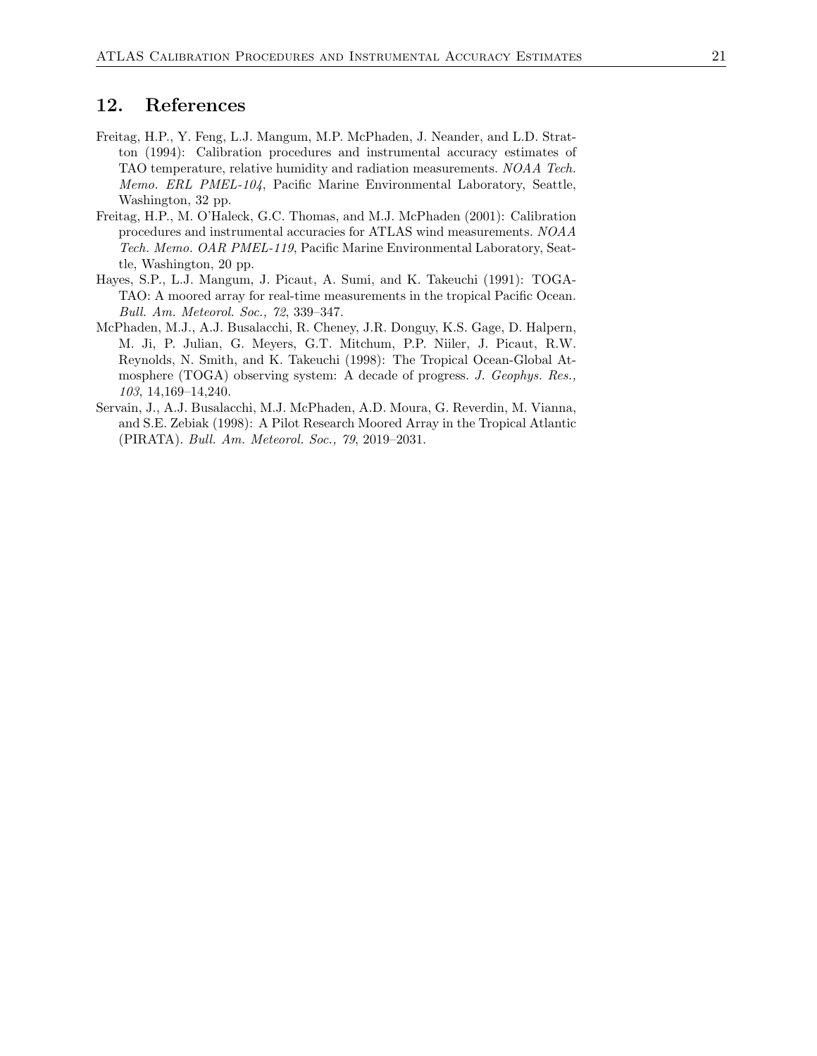## 12. References

Freitag, H.P., Y. Feng, L.J. Mangum, M.P. McPhaden, J. Neander, and L.D. Stratton (1994): Calibration procedures and instrumental accuracy estimates of TAO temperature, relative humidity and radiation measurements. *NOAA Tech. Memo. ERL PMEL-104*, Pacific Marine Environmental Laboratory, Seattle, Washington, 32 pp.

Freitag, H.P., M. O'Haleck, G.C. Thomas, and M.J. McPhaden (2001): Calibration procedures and instrumental accuracies for ATLAS wind measurements. *NOAA Tech. Memo. OAR PMEL-119*, Pacific Marine Environmental Laboratory, Seattle, Washington, 20 pp.

Hayes, S.P., L.J. Mangum, J. Picaut, A. Sumi, and K. Takeuchi (1991): TOGA-TAO: A moored array for real-time measurements in the tropical Pacific Ocean. *Bull. Am. Meteorol. Soc., 72*, 339–347.

McPhaden, M.J., A.J. Busalacchi, R. Cheney, J.R. Donguy, K.S. Gage, D. Halpern, M. Ji, P. Julian, G. Meyers, G.T. Mitchum, P.P. Niiler, J. Picaut, R.W. Reynolds, N. Smith, and K. Takeuchi (1998): The Tropical Ocean-Global Atmosphere (TOGA) observing system: A decade of progress. *J. Geophys. Res., 103*, 14,169–14,240.

Servain, J., A.J. Busalacchi, M.J. McPhaden, A.D. Moura, G. Reverdin, M. Vianna, and S.E. Zebiak (1998): A Pilot Research Moored Array in the Tropical Atlantic (PIRATA). *Bull. Am. Meteorol. Soc., 79*, 2019–2031.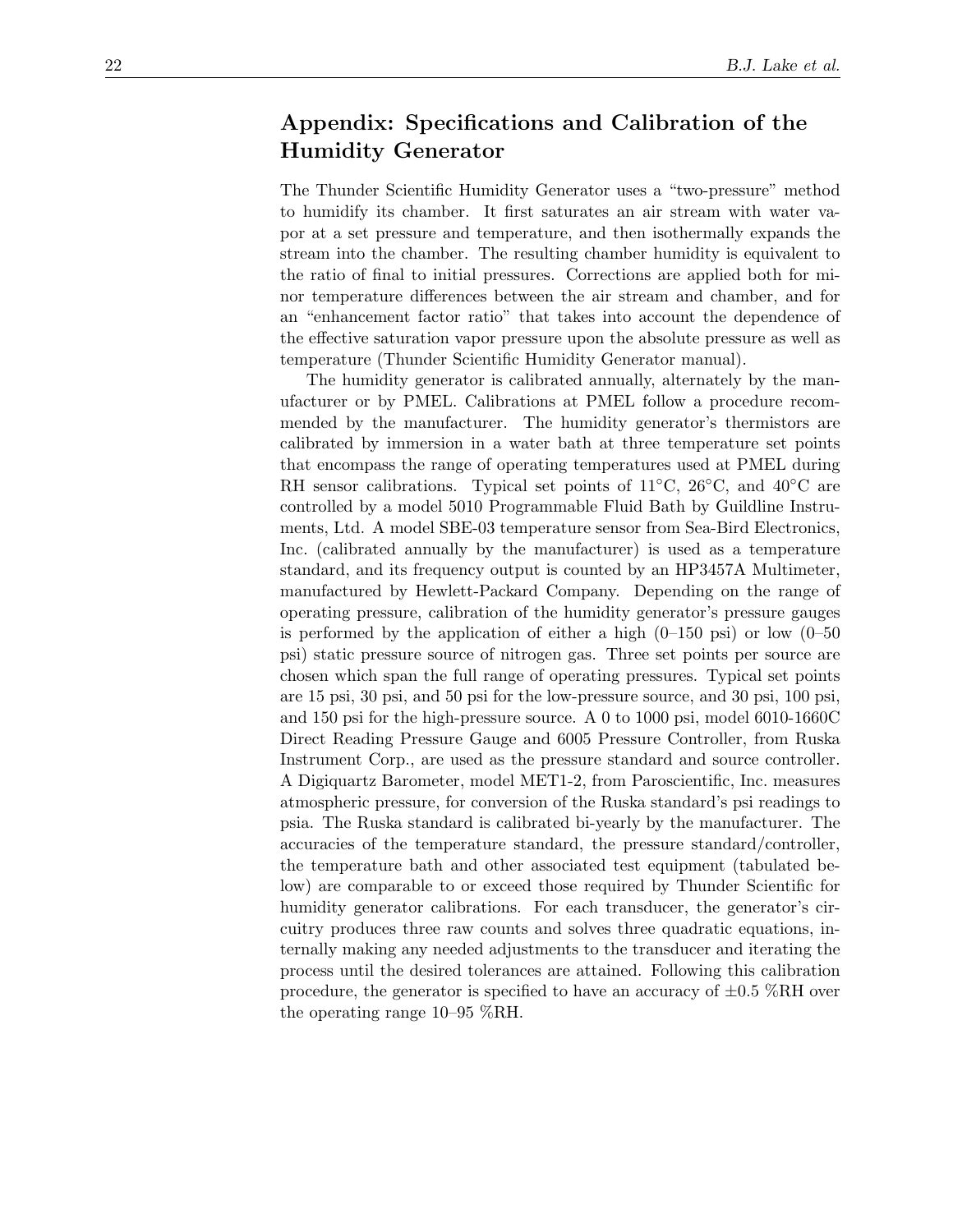## Appendix: Specifications and Calibration of the Humidity Generator

The Thunder Scientific Humidity Generator uses a "two-pressure" method to humidify its chamber. It first saturates an air stream with water vapor at a set pressure and temperature, and then isothermally expands the stream into the chamber. The resulting chamber humidity is equivalent to the ratio of final to initial pressures. Corrections are applied both for minor temperature differences between the air stream and chamber, and for an "enhancement factor ratio" that takes into account the dependence of the effective saturation vapor pressure upon the absolute pressure as well as temperature (Thunder Scientific Humidity Generator manual).

The humidity generator is calibrated annually, alternately by the manufacturer or by PMEL. Calibrations at PMEL follow a procedure recommended by the manufacturer. The humidity generator's thermistors are calibrated by immersion in a water bath at three temperature set points that encompass the range of operating temperatures used at PMEL during RH sensor calibrations. Typical set points of 11°C, 26°C, and 40°C are controlled by a model 5010 Programmable Fluid Bath by Guildline Instruments, Ltd. A model SBE-03 temperature sensor from Sea-Bird Electronics, Inc. (calibrated annually by the manufacturer) is used as a temperature standard, and its frequency output is counted by an HP3457A Multimeter, manufactured by Hewlett-Packard Company. Depending on the range of operating pressure, calibration of the humidity generator's pressure gauges is performed by the application of either a high (0–150 psi) or low (0–50 psi) static pressure source of nitrogen gas. Three set points per source are chosen which span the full range of operating pressures. Typical set points are 15 psi, 30 psi, and 50 psi for the low-pressure source, and 30 psi, 100 psi, and 150 psi for the high-pressure source. A 0 to 1000 psi, model 6010-1660C Direct Reading Pressure Gauge and 6005 Pressure Controller, from Ruska Instrument Corp., are used as the pressure standard and source controller. A Digiquartz Barometer, model MET1-2, from Paroscientific, Inc. measures atmospheric pressure, for conversion of the Ruska standard's psi readings to psia. The Ruska standard is calibrated bi-yearly by the manufacturer. The accuracies of the temperature standard, the pressure standard/controller, the temperature bath and other associated test equipment (tabulated below) are comparable to or exceed those required by Thunder Scientific for humidity generator calibrations. For each transducer, the generator's circuitry produces three raw counts and solves three quadratic equations, internally making any needed adjustments to the transducer and iterating the process until the desired tolerances are attained. Following this calibration procedure, the generator is specified to have an accuracy of ±0.5 %RH over the operating range 10–95 %RH.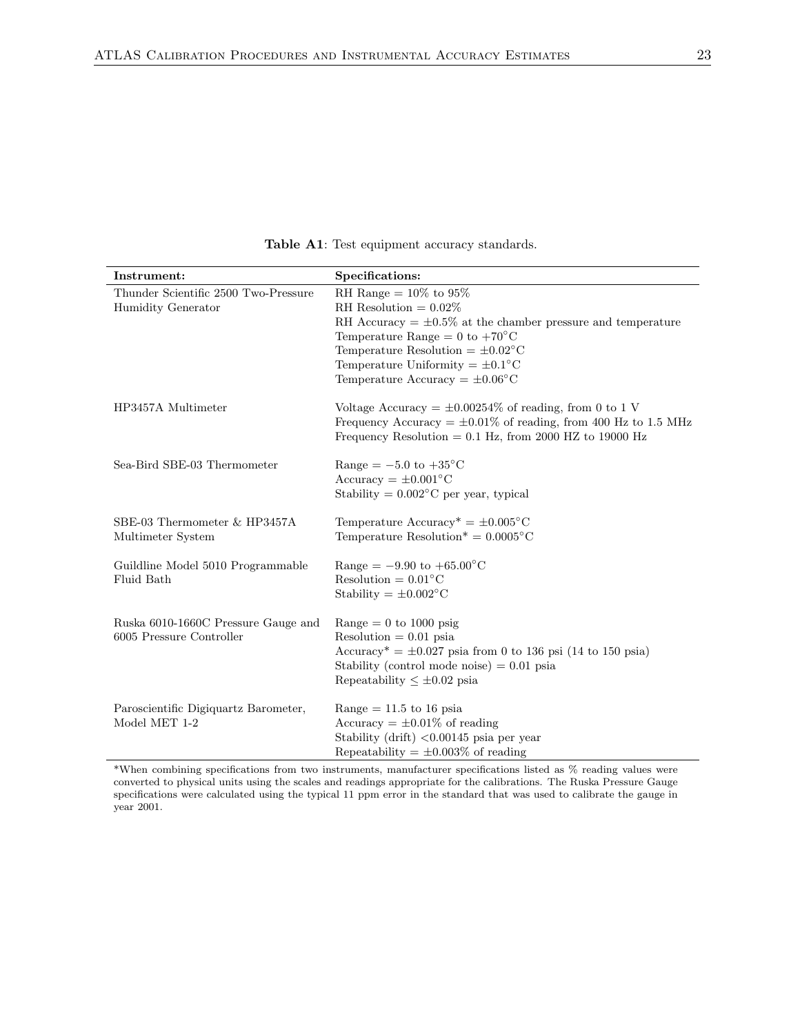**Table A1**: Test equipment accuracy standards.

| **Instrument:** | **Specifications:** |
|---|---|
| Thunder Scientific 2500 Two-Pressure Humidity Generator | RH Range = 10% to 95%<br>RH Resolution = 0.02%<br>RH Accuracy = ±0.5% at the chamber pressure and temperature<br>Temperature Range = 0 to +70°C<br>Temperature Resolution = ±0.02°C<br>Temperature Uniformity = ±0.1°C<br>Temperature Accuracy = ±0.06°C |
| HP3457A Multimeter | Voltage Accuracy = ±0.00254% of reading, from 0 to 1 V<br>Frequency Accuracy = ±0.01% of reading, from 400 Hz to 1.5 MHz<br>Frequency Resolution = 0.1 Hz, from 2000 HZ to 19000 Hz |
| Sea-Bird SBE-03 Thermometer | Range = −5.0 to +35°C<br>Accuracy = ±0.001°C<br>Stability = 0.002°C per year, typical |
| SBE-03 Thermometer & HP3457A Multimeter System | Temperature Accuracy* = ±0.005°C<br>Temperature Resolution* = 0.0005°C |
| Guildline Model 5010 Programmable Fluid Bath | Range = −9.90 to +65.00°C<br>Resolution = 0.01°C<br>Stability = ±0.002°C |
| Ruska 6010-1660C Pressure Gauge and 6005 Pressure Controller | Range = 0 to 1000 psig<br>Resolution = 0.01 psia<br>Accuracy* = ±0.027 psia from 0 to 136 psi (14 to 150 psia)<br>Stability (control mode noise) = 0.01 psia<br>Repeatability ≤ ±0.02 psia |
| Paroscientific Digiquartz Barometer, Model MET 1-2 | Range = 11.5 to 16 psia<br>Accuracy = ±0.01% of reading<br>Stability (drift) <0.00145 psia per year<br>Repeatability = ±0.003% of reading |

*When combining specifications from two instruments, manufacturer specifications listed as % reading values were converted to physical units using the scales and readings appropriate for the calibrations. The Ruska Pressure Gauge specifications were calculated using the typical 11 ppm error in the standard that was used to calibrate the gauge in year 2001.